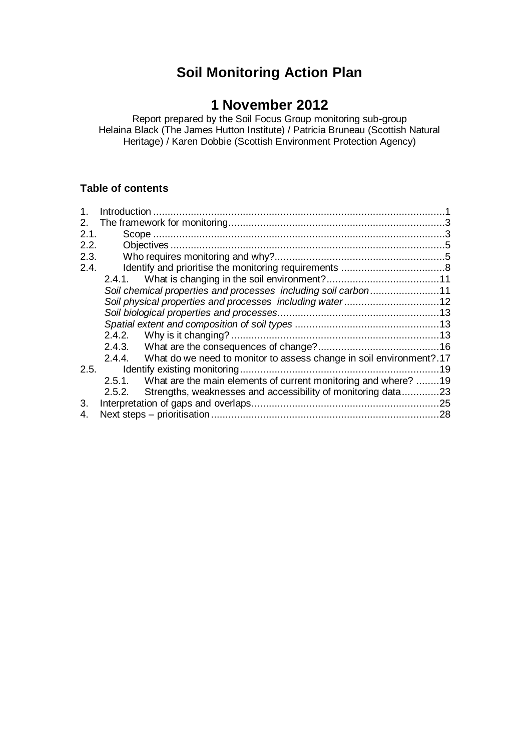# Soil Monitoring Action Plan

## 1 November 2012

Report prepared by the Soil Focus Group monitoring sub-group
Helaina Black (The James Hutton Institute) / Patricia Bruneau (Scottish Natural Heritage) / Karen Dobbie (Scottish Environment Protection Agency)

**Table of contents**

1. Introduction ....................................................................................................1
2. The framework for monitoring..........................................................................3
2.1. Scope ....................................................................................................3
2.2. Objectives ..............................................................................................5
2.3. Who requires monitoring and why?..........................................................5
2.4. Identify and prioritise the monitoring requirements ....................................8
   2.4.1. What is changing in the soil environment?.......................................11
   *Soil chemical properties and processes including soil carbon........................11*
   *Soil physical properties and processes including water................................12*
   *Soil biological properties and processes........................................................13*
   *Spatial extent and composition of soil types ..................................................13*
   2.4.2. Why is it changing? ........................................................................13
   2.4.3. What are the consequences of change?..........................................16
   2.4.4. What do we need to monitor to assess change in soil environment?.17
2.5. Identify existing monitoring.....................................................................19
   2.5.1. What are the main elements of current monitoring and where? ........19
   2.5.2. Strengths, weaknesses and accessibility of monitoring data.............23
3. Interpretation of gaps and overlaps................................................................25
4. Next steps – prioritisation..............................................................................28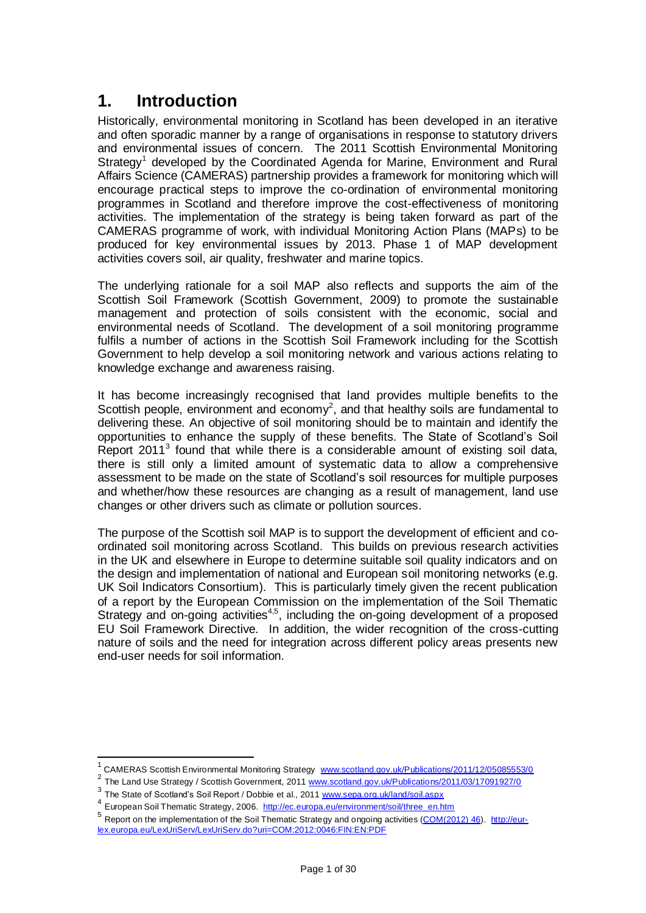# 1. Introduction

Historically, environmental monitoring in Scotland has been developed in an iterative and often sporadic manner by a range of organisations in response to statutory drivers and environmental issues of concern. The 2011 Scottish Environmental Monitoring Strategy[1] developed by the Coordinated Agenda for Marine, Environment and Rural Affairs Science (CAMERAS) partnership provides a framework for monitoring which will encourage practical steps to improve the co-ordination of environmental monitoring programmes in Scotland and therefore improve the cost-effectiveness of monitoring activities. The implementation of the strategy is being taken forward as part of the CAMERAS programme of work, with individual Monitoring Action Plans (MAPs) to be produced for key environmental issues by 2013. Phase 1 of MAP development activities covers soil, air quality, freshwater and marine topics.

The underlying rationale for a soil MAP also reflects and supports the aim of the Scottish Soil Framework (Scottish Government, 2009) to promote the sustainable management and protection of soils consistent with the economic, social and environmental needs of Scotland. The development of a soil monitoring programme fulfils a number of actions in the Scottish Soil Framework including for the Scottish Government to help develop a soil monitoring network and various actions relating to knowledge exchange and awareness raising.

It has become increasingly recognised that land provides multiple benefits to the Scottish people, environment and economy[2], and that healthy soils are fundamental to delivering these. An objective of soil monitoring should be to maintain and identify the opportunities to enhance the supply of these benefits. The State of Scotland's Soil Report 2011[3] found that while there is a considerable amount of existing soil data, there is still only a limited amount of systematic data to allow a comprehensive assessment to be made on the state of Scotland's soil resources for multiple purposes and whether/how these resources are changing as a result of management, land use changes or other drivers such as climate or pollution sources.

The purpose of the Scottish soil MAP is to support the development of efficient and co-ordinated soil monitoring across Scotland. This builds on previous research activities in the UK and elsewhere in Europe to determine suitable soil quality indicators and on the design and implementation of national and European soil monitoring networks (e.g. UK Soil Indicators Consortium). This is particularly timely given the recent publication of a report by the European Commission on the implementation of the Soil Thematic Strategy and on-going activities[4,5], including the on-going development of a proposed EU Soil Framework Directive. In addition, the wider recognition of the cross-cutting nature of soils and the need for integration across different policy areas presents new end-user needs for soil information.

---

[1] CAMERAS Scottish Environmental Monitoring Strategy www.scotland.gov.uk/Publications/2011/12/05085553/0

[2] The Land Use Strategy / Scottish Government, 2011 www.scotland.gov.uk/Publications/2011/03/17091927/0

[3] The State of Scotland's Soil Report / Dobbie et al., 2011 www.sepa.org.uk/land/soil.aspx

[4] European Soil Thematic Strategy, 2006. http://ec.europa.eu/environment/soil/three_en.htm

[5] Report on the implementation of the Soil Thematic Strategy and ongoing activities (COM(2012) 46). http://eur-lex.europa.eu/LexUriServ/LexUriServ.do?uri=COM:2012:0046:FIN:EN:PDF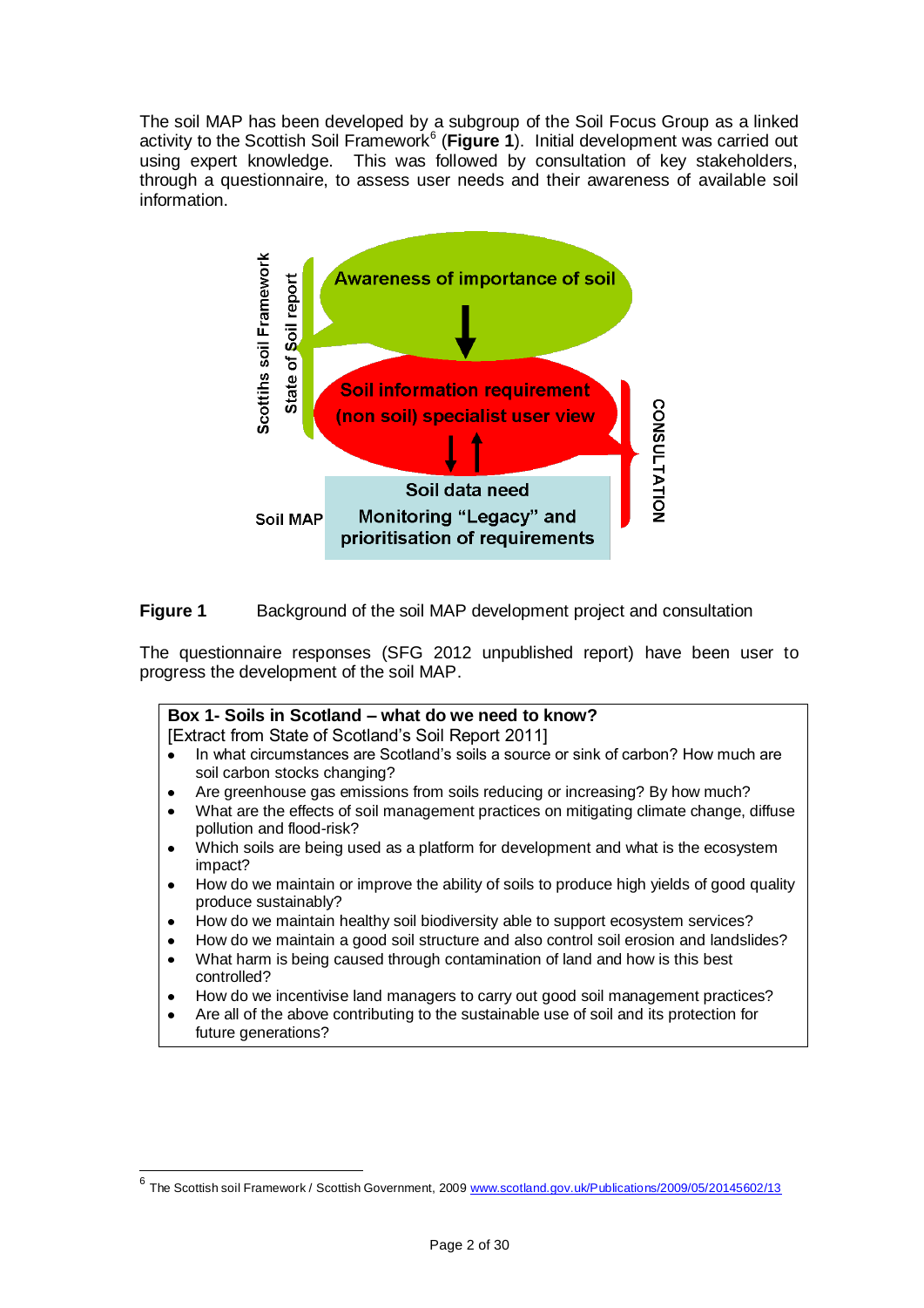The soil MAP has been developed by a subgroup of the Soil Focus Group as a linked activity to the Scottish Soil Framework[6] (**Figure 1**). Initial development was carried out using expert knowledge. This was followed by consultation of key stakeholders, through a questionnaire, to assess user needs and their awareness of available soil information.

Scottihs soil Framework

State of Soil report

Awareness of importance of soil

Soil information requirement

(non soil) specialist user view

Soil data need

Monitoring "Legacy" and prioritisation of requirements

Soil MAP

CONSULTATION

**Figure 1** Background of the soil MAP development project and consultation

The questionnaire responses (SFG 2012 unpublished report) have been user to progress the development of the soil MAP.

**Box 1- Soils in Scotland – what do we need to know?**
[Extract from State of Scotland's Soil Report 2011]

- In what circumstances are Scotland's soils a source or sink of carbon? How much are soil carbon stocks changing?
- Are greenhouse gas emissions from soils reducing or increasing? By how much?
- What are the effects of soil management practices on mitigating climate change, diffuse pollution and flood-risk?
- Which soils are being used as a platform for development and what is the ecosystem impact?
- How do we maintain or improve the ability of soils to produce high yields of good quality produce sustainably?
- How do we maintain healthy soil biodiversity able to support ecosystem services?
- How do we maintain a good soil structure and also control soil erosion and landslides?
- What harm is being caused through contamination of land and how is this best controlled?
- How do we incentivise land managers to carry out good soil management practices?
- Are all of the above contributing to the sustainable use of soil and its protection for future generations?

[6] The Scottish soil Framework / Scottish Government, 2009 www.scotland.gov.uk/Publications/2009/05/20145602/13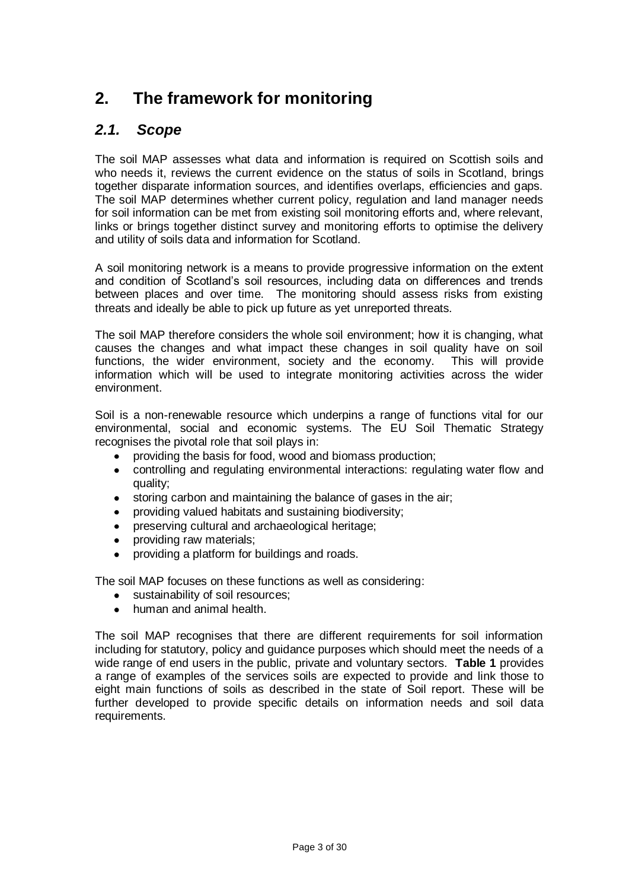# 2. The framework for monitoring

## *2.1. Scope*

The soil MAP assesses what data and information is required on Scottish soils and who needs it, reviews the current evidence on the status of soils in Scotland, brings together disparate information sources, and identifies overlaps, efficiencies and gaps. The soil MAP determines whether current policy, regulation and land manager needs for soil information can be met from existing soil monitoring efforts and, where relevant, links or brings together distinct survey and monitoring efforts to optimise the delivery and utility of soils data and information for Scotland.

A soil monitoring network is a means to provide progressive information on the extent and condition of Scotland's soil resources, including data on differences and trends between places and over time. The monitoring should assess risks from existing threats and ideally be able to pick up future as yet unreported threats.

The soil MAP therefore considers the whole soil environment; how it is changing, what causes the changes and what impact these changes in soil quality have on soil functions, the wider environment, society and the economy. This will provide information which will be used to integrate monitoring activities across the wider environment.

Soil is a non-renewable resource which underpins a range of functions vital for our environmental, social and economic systems. The EU Soil Thematic Strategy recognises the pivotal role that soil plays in:

- providing the basis for food, wood and biomass production;
- controlling and regulating environmental interactions: regulating water flow and quality;
- storing carbon and maintaining the balance of gases in the air;
- providing valued habitats and sustaining biodiversity;
- preserving cultural and archaeological heritage;
- providing raw materials;
- providing a platform for buildings and roads.

The soil MAP focuses on these functions as well as considering:

- sustainability of soil resources;
- human and animal health.

The soil MAP recognises that there are different requirements for soil information including for statutory, policy and guidance purposes which should meet the needs of a wide range of end users in the public, private and voluntary sectors. **Table 1** provides a range of examples of the services soils are expected to provide and link those to eight main functions of soils as described in the state of Soil report. These will be further developed to provide specific details on information needs and soil data requirements.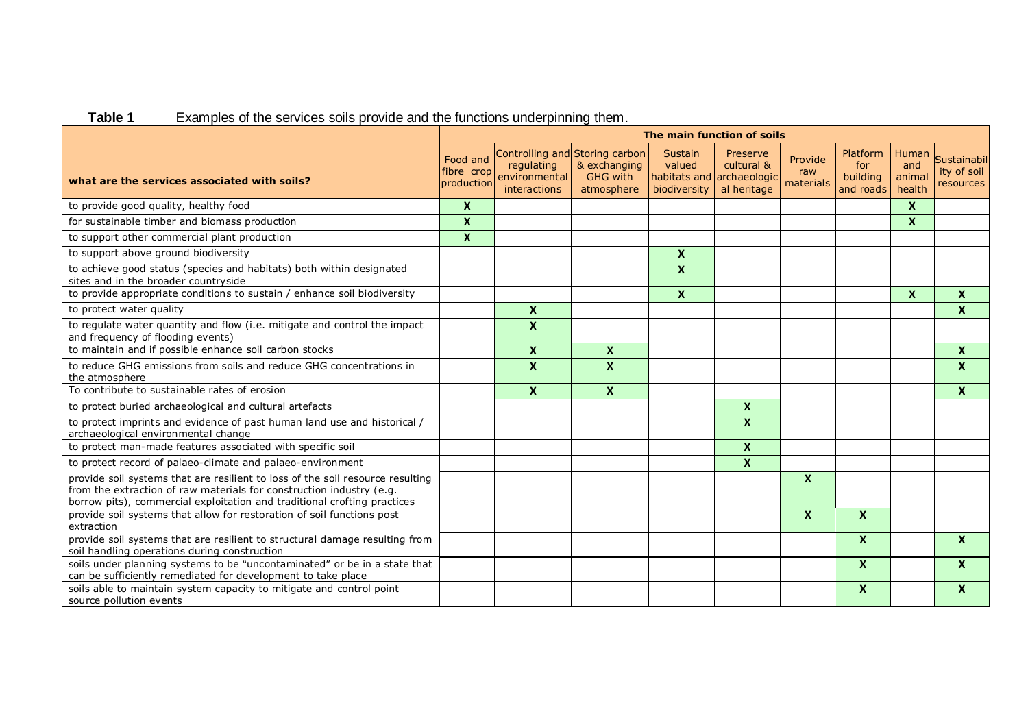**Table 1** Examples of the services soils provide and the functions underpinning them.

| what are the services associated with soils? | The main function of soils | | | | | | | | |
|---|---|---|---|---|---|---|---|---|---|
| | Food and fibre crop production | Controlling and regulating environmental interactions | Storing carbon & exchanging GHG with atmosphere | Sustain valued habitats and biodiversity | Preserve cultural & archaeological heritage | Provide raw materials | Platform for building and roads | Human and animal health | Sustainability of soil resources |
| to provide good quality, healthy food | X | | | | | | | X | |
| for sustainable timber and biomass production | X | | | | | | | X | |
| to support other commercial plant production | X | | | | | | | | |
| to support above ground biodiversity | | | | X | | | | | |
| to achieve good status (species and habitats) both within designated sites and in the broader countryside | | | | X | | | | | |
| to provide appropriate conditions to sustain / enhance soil biodiversity | | | | X | | | | X | X |
| to protect water quality | | X | | | | | | | X |
| to regulate water quantity and flow (i.e. mitigate and control the impact and frequency of flooding events) | | X | | | | | | | |
| to maintain and if possible enhance soil carbon stocks | | X | X | | | | | | X |
| to reduce GHG emissions from soils and reduce GHG concentrations in the atmosphere | | X | X | | | | | | X |
| To contribute to sustainable rates of erosion | | X | X | | | | | | X |
| to protect buried archaeological and cultural artefacts | | | | | X | | | | |
| to protect imprints and evidence of past human land use and historical / archaeological environmental change | | | | | X | | | | |
| to protect man-made features associated with specific soil | | | | | X | | | | |
| to protect record of palaeo-climate and palaeo-environment | | | | | X | | | | |
| provide soil systems that are resilient to loss of the soil resource resulting from the extraction of raw materials for construction industry (e.g. borrow pits), commercial exploitation and traditional crofting practices | | | | | | X | | | |
| provide soil systems that allow for restoration of soil functions post extraction | | | | | | X | X | | |
| provide soil systems that are resilient to structural damage resulting from soil handling operations during construction | | | | | | | X | | X |
| soils under planning systems to be "uncontaminated" or be in a state that can be sufficiently remediated for development to take place | | | | | | | X | | X |
| soils able to maintain system capacity to mitigate and control point source pollution events | | | | | | | X | | X |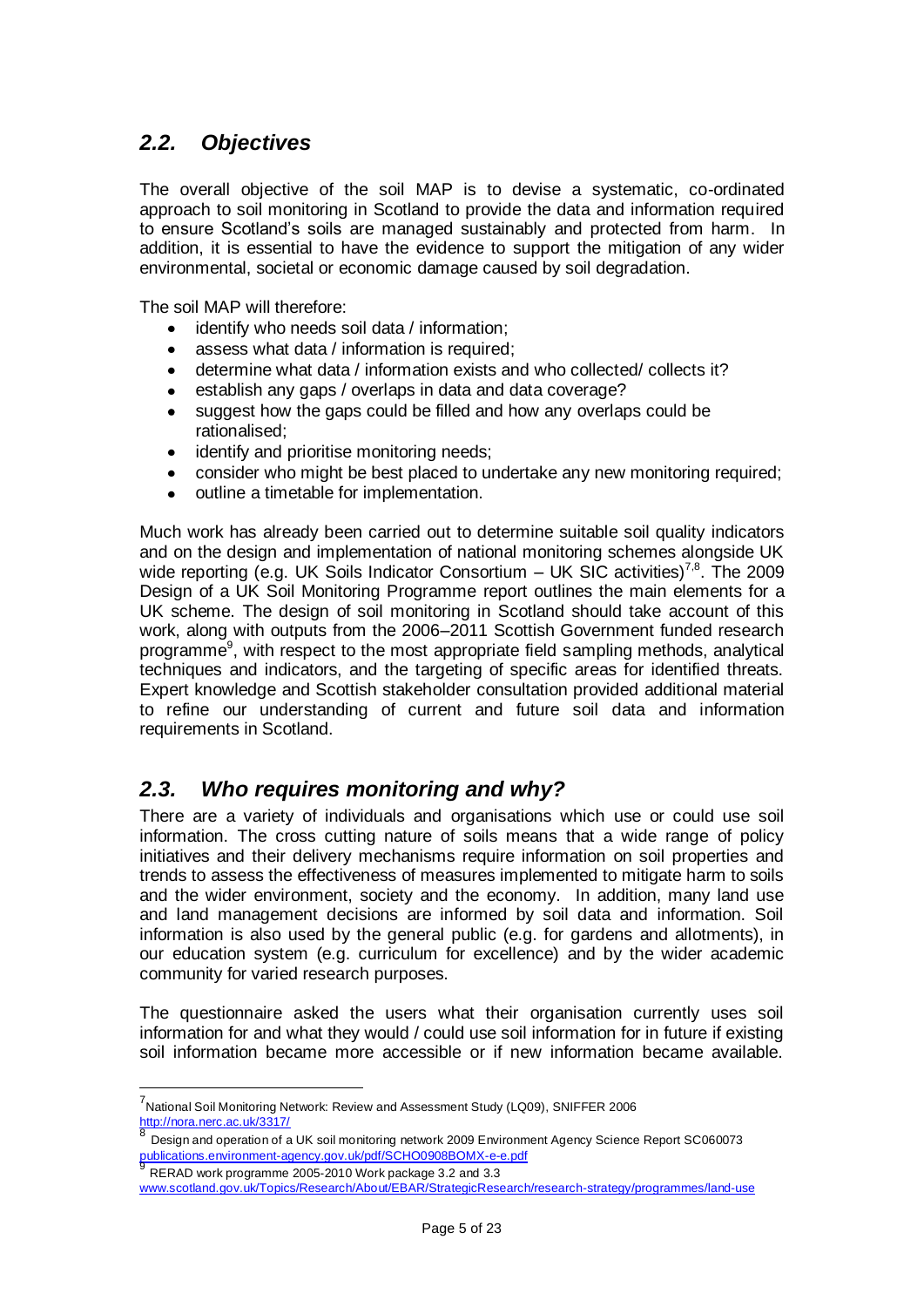## 2.2. *Objectives*

The overall objective of the soil MAP is to devise a systematic, co-ordinated approach to soil monitoring in Scotland to provide the data and information required to ensure Scotland's soils are managed sustainably and protected from harm. In addition, it is essential to have the evidence to support the mitigation of any wider environmental, societal or economic damage caused by soil degradation.

The soil MAP will therefore:

- identify who needs soil data / information;
- assess what data / information is required;
- determine what data / information exists and who collected/ collects it?
- establish any gaps / overlaps in data and data coverage?
- suggest how the gaps could be filled and how any overlaps could be rationalised;
- identify and prioritise monitoring needs;
- consider who might be best placed to undertake any new monitoring required;
- outline a timetable for implementation.

Much work has already been carried out to determine suitable soil quality indicators and on the design and implementation of national monitoring schemes alongside UK wide reporting (e.g. UK Soils Indicator Consortium – UK SIC activities)[7,8]. The 2009 Design of a UK Soil Monitoring Programme report outlines the main elements for a UK scheme. The design of soil monitoring in Scotland should take account of this work, along with outputs from the 2006–2011 Scottish Government funded research programme[9], with respect to the most appropriate field sampling methods, analytical techniques and indicators, and the targeting of specific areas for identified threats. Expert knowledge and Scottish stakeholder consultation provided additional material to refine our understanding of current and future soil data and information requirements in Scotland.

## 2.3. *Who requires monitoring and why?*

There are a variety of individuals and organisations which use or could use soil information. The cross cutting nature of soils means that a wide range of policy initiatives and their delivery mechanisms require information on soil properties and trends to assess the effectiveness of measures implemented to mitigate harm to soils and the wider environment, society and the economy. In addition, many land use and land management decisions are informed by soil data and information. Soil information is also used by the general public (e.g. for gardens and allotments), in our education system (e.g. curriculum for excellence) and by the wider academic community for varied research purposes.

The questionnaire asked the users what their organisation currently uses soil information for and what they would / could use soil information for in future if existing soil information became more accessible or if new information became available.

---

[7] National Soil Monitoring Network: Review and Assessment Study (LQ09), SNIFFER 2006 http://nora.nerc.ac.uk/3317/

[8] Design and operation of a UK soil monitoring network 2009 Environment Agency Science Report SC060073 publications.environment-agency.gov.uk/pdf/SCHO0908BOMX-e-e.pdf

[9] RERAD work programme 2005-2010 Work package 3.2 and 3.3 www.scotland.gov.uk/Topics/Research/About/EBAR/StrategicResearch/research-strategy/programmes/land-use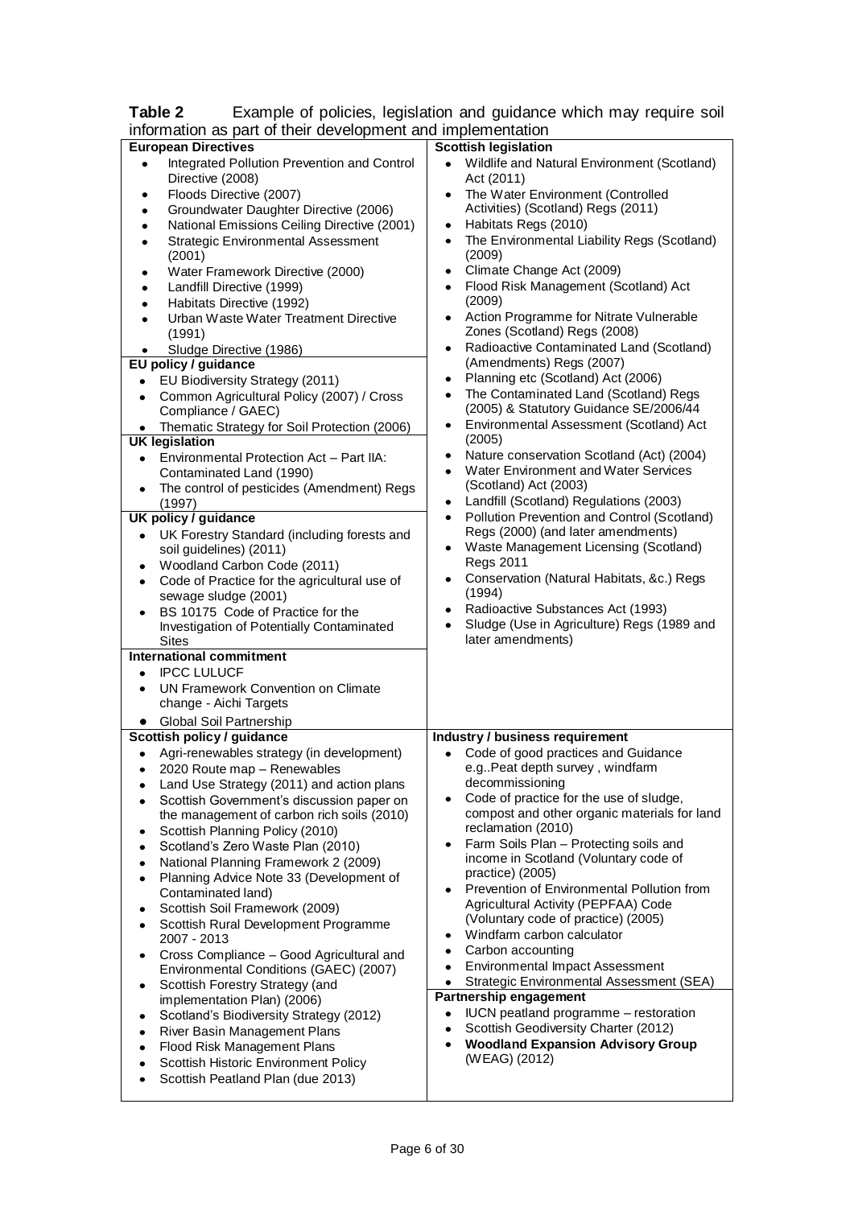**Table 2** Example of policies, legislation and guidance which may require soil information as part of their development and implementation

| | |
|---|---|
| **European Directives**<br>• Integrated Pollution Prevention and Control Directive (2008)<br>• Floods Directive (2007)<br>• Groundwater Daughter Directive (2006)<br>• National Emissions Ceiling Directive (2001)<br>• Strategic Environmental Assessment (2001)<br>• Water Framework Directive (2000)<br>• Landfill Directive (1999)<br>• Habitats Directive (1992)<br>• Urban Waste Water Treatment Directive (1991)<br>• Sludge Directive (1986)<br>**EU policy / guidance**<br>• EU Biodiversity Strategy (2011)<br>• Common Agricultural Policy (2007) / Cross Compliance / GAEC)<br>• Thematic Strategy for Soil Protection (2006)<br>**UK legislation**<br>• Environmental Protection Act – Part IIA: Contaminated Land (1990)<br>• The control of pesticides (Amendment) Regs (1997)<br>**UK policy / guidance**<br>• UK Forestry Standard (including forests and soil guidelines) (2011)<br>• Woodland Carbon Code (2011)<br>• Code of Practice for the agricultural use of sewage sludge (2001)<br>• BS 10175 Code of Practice for the Investigation of Potentially Contaminated Sites<br>**International commitment**<br>• IPCC LULUCF<br>• UN Framework Convention on Climate change - Aichi Targets<br>• Global Soil Partnership | **Scottish legislation**<br>• Wildlife and Natural Environment (Scotland) Act (2011)<br>• The Water Environment (Controlled Activities) (Scotland) Regs (2011)<br>• Habitats Regs (2010)<br>• The Environmental Liability Regs (Scotland) (2009)<br>• Climate Change Act (2009)<br>• Flood Risk Management (Scotland) Act (2009)<br>• Action Programme for Nitrate Vulnerable Zones (Scotland) Regs (2008)<br>• Radioactive Contaminated Land (Scotland) (Amendments) Regs (2007)<br>• Planning etc (Scotland) Act (2006)<br>• The Contaminated Land (Scotland) Regs (2005) & Statutory Guidance SE/2006/44<br>• Environmental Assessment (Scotland) Act (2005)<br>• Nature conservation Scotland (Act) (2004)<br>• Water Environment and Water Services (Scotland) Act (2003)<br>• Landfill (Scotland) Regulations (2003)<br>• Pollution Prevention and Control (Scotland) Regs (2000) (and later amendments)<br>• Waste Management Licensing (Scotland) Regs 2011<br>• Conservation (Natural Habitats, &c.) Regs (1994)<br>• Radioactive Substances Act (1993)<br>• Sludge (Use in Agriculture) Regs (1989 and later amendments) |
| **Scottish policy / guidance**<br>• Agri-renewables strategy (in development)<br>• 2020 Route map – Renewables<br>• Land Use Strategy (2011) and action plans<br>• Scottish Government's discussion paper on the management of carbon rich soils (2010)<br>• Scottish Planning Policy (2010)<br>• Scotland's Zero Waste Plan (2010)<br>• National Planning Framework 2 (2009)<br>• Planning Advice Note 33 (Development of Contaminated land)<br>• Scottish Soil Framework (2009)<br>• Scottish Rural Development Programme 2007 - 2013<br>• Cross Compliance – Good Agricultural and Environmental Conditions (GAEC) (2007)<br>• Scottish Forestry Strategy (and implementation Plan) (2006)<br>• Scotland's Biodiversity Strategy (2012)<br>• River Basin Management Plans<br>• Flood Risk Management Plans<br>• Scottish Historic Environment Policy<br>• Scottish Peatland Plan (due 2013) | **Industry / business requirement**<br>• Code of good practices and Guidance e.g..Peat depth survey , windfarm decommissioning<br>• Code of practice for the use of sludge, compost and other organic materials for land reclamation (2010)<br>• Farm Soils Plan – Protecting soils and income in Scotland (Voluntary code of practice) (2005)<br>• Prevention of Environmental Pollution from Agricultural Activity (PEPFAA) Code (Voluntary code of practice) (2005)<br>• Windfarm carbon calculator<br>• Carbon accounting<br>• Environmental Impact Assessment<br>• Strategic Environmental Assessment (SEA)<br>**Partnership engagement**<br>• IUCN peatland programme – restoration<br>• Scottish Geodiversity Charter (2012)<br>• **Woodland Expansion Advisory Group** (WEAG) (2012) |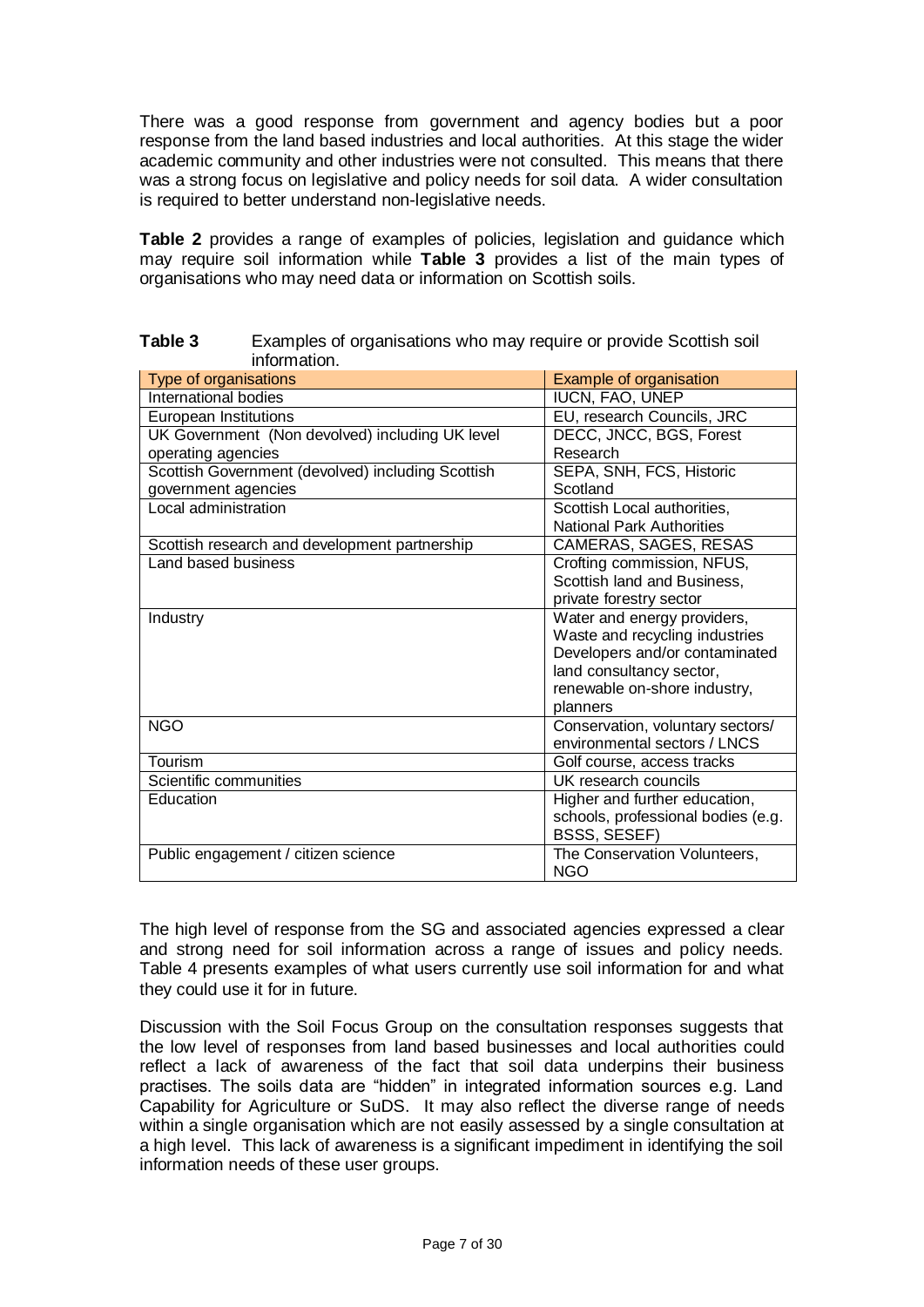There was a good response from government and agency bodies but a poor response from the land based industries and local authorities. At this stage the wider academic community and other industries were not consulted. This means that there was a strong focus on legislative and policy needs for soil data. A wider consultation is required to better understand non-legislative needs.

**Table 2** provides a range of examples of policies, legislation and guidance which may require soil information while **Table 3** provides a list of the main types of organisations who may need data or information on Scottish soils.

**Table 3** Examples of organisations who may require or provide Scottish soil information.

| Type of organisations | Example of organisation |
|---|---|
| International bodies | IUCN, FAO, UNEP |
| European Institutions | EU, research Councils, JRC |
| UK Government (Non devolved) including UK level operating agencies | DECC, JNCC, BGS, Forest Research |
| Scottish Government (devolved) including Scottish government agencies | SEPA, SNH, FCS, Historic Scotland |
| Local administration | Scottish Local authorities, National Park Authorities |
| Scottish research and development partnership | CAMERAS, SAGES, RESAS |
| Land based business | Crofting commission, NFUS, Scottish land and Business, private forestry sector |
| Industry | Water and energy providers, Waste and recycling industries Developers and/or contaminated land consultancy sector, renewable on-shore industry, planners |
| NGO | Conservation, voluntary sectors/ environmental sectors / LNCS |
| Tourism | Golf course, access tracks |
| Scientific communities | UK research councils |
| Education | Higher and further education, schools, professional bodies (e.g. BSSS, SESEF) |
| Public engagement / citizen science | The Conservation Volunteers, NGO |

The high level of response from the SG and associated agencies expressed a clear and strong need for soil information across a range of issues and policy needs. Table 4 presents examples of what users currently use soil information for and what they could use it for in future.

Discussion with the Soil Focus Group on the consultation responses suggests that the low level of responses from land based businesses and local authorities could reflect a lack of awareness of the fact that soil data underpins their business practises. The soils data are "hidden" in integrated information sources e.g. Land Capability for Agriculture or SuDS. It may also reflect the diverse range of needs within a single organisation which are not easily assessed by a single consultation at a high level. This lack of awareness is a significant impediment in identifying the soil information needs of these user groups.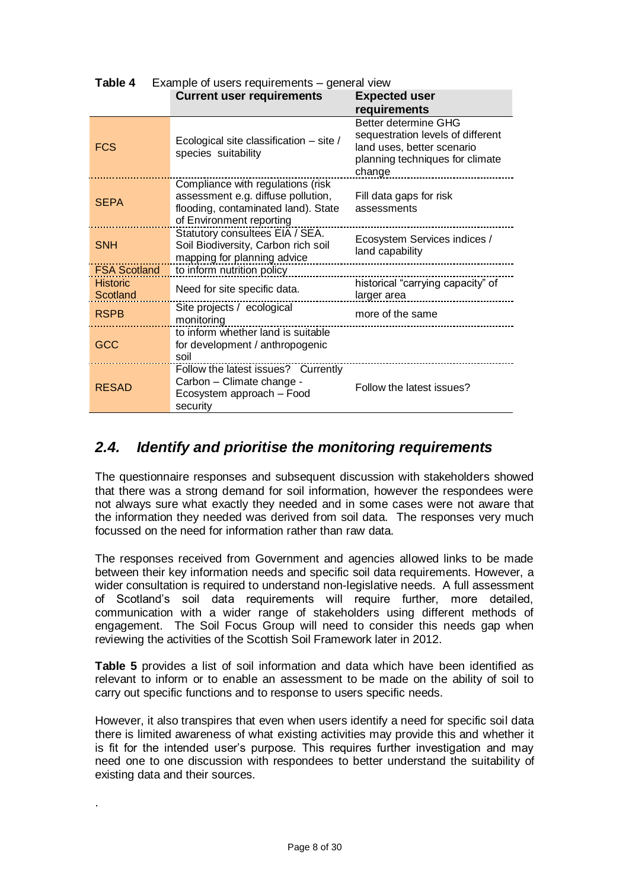**Table 4** Example of users requirements – general view

| | Current user requirements | Expected user requirements |
|---|---|---|
| FCS | Ecological site classification – site / species suitability | Better determine GHG sequestration levels of different land uses, better scenario planning techniques for climate change |
| SEPA | Compliance with regulations (risk assessment e.g. diffuse pollution, flooding, contaminated land). State of Environment reporting | Fill data gaps for risk assessments |
| SNH | Statutory consultees EIA / SEA. Soil Biodiversity, Carbon rich soil mapping for planning advice | Ecosystem Services indices / land capability |
| FSA Scotland | to inform nutrition policy | |
| Historic Scotland | Need for site specific data. | historical "carrying capacity" of larger area |
| RSPB | Site projects / ecological monitoring | more of the same |
| GCC | to inform whether land is suitable for development / anthropogenic soil | |
| RESAD | Follow the latest issues? Currently Carbon – Climate change - Ecosystem approach – Food security | Follow the latest issues? |

## *2.4. Identify and prioritise the monitoring requirements*

The questionnaire responses and subsequent discussion with stakeholders showed that there was a strong demand for soil information, however the respondees were not always sure what exactly they needed and in some cases were not aware that the information they needed was derived from soil data. The responses very much focussed on the need for information rather than raw data.

The responses received from Government and agencies allowed links to be made between their key information needs and specific soil data requirements. However, a wider consultation is required to understand non-legislative needs. A full assessment of Scotland's soil data requirements will require further, more detailed, communication with a wider range of stakeholders using different methods of engagement. The Soil Focus Group will need to consider this needs gap when reviewing the activities of the Scottish Soil Framework later in 2012.

**Table 5** provides a list of soil information and data which have been identified as relevant to inform or to enable an assessment to be made on the ability of soil to carry out specific functions and to response to users specific needs.

However, it also transpires that even when users identify a need for specific soil data there is limited awareness of what existing activities may provide this and whether it is fit for the intended user's purpose. This requires further investigation and may need one to one discussion with respondees to better understand the suitability of existing data and their sources.

.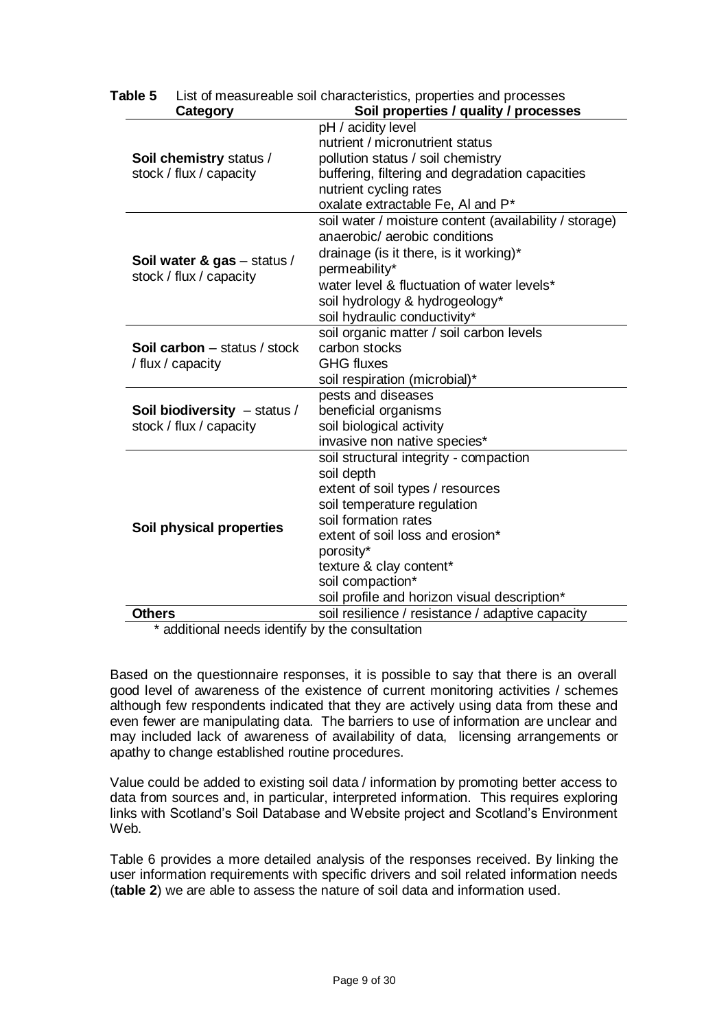**Table 5** List of measureable soil characteristics, properties and processes

| Category | Soil properties / quality / processes |
|---|---|
| **Soil chemistry** status / stock / flux / capacity | pH / acidity level<br>nutrient / micronutrient status<br>pollution status / soil chemistry<br>buffering, filtering and degradation capacities<br>nutrient cycling rates<br>oxalate extractable Fe, Al and P* |
| **Soil water & gas** – status / stock / flux / capacity | soil water / moisture content (availability / storage)<br>anaerobic/ aerobic conditions<br>drainage (is it there, is it working)*<br>permeability*<br>water level & fluctuation of water levels*<br>soil hydrology & hydrogeology*<br>soil hydraulic conductivity* |
| **Soil carbon** – status / stock / flux / capacity | soil organic matter / soil carbon levels<br>carbon stocks<br>GHG fluxes<br>soil respiration (microbial)* |
| **Soil biodiversity** – status / stock / flux / capacity | pests and diseases<br>beneficial organisms<br>soil biological activity<br>invasive non native species* |
| **Soil physical properties** | soil structural integrity - compaction<br>soil depth<br>extent of soil types / resources<br>soil temperature regulation<br>soil formation rates<br>extent of soil loss and erosion*<br>porosity*<br>texture & clay content*<br>soil compaction*<br>soil profile and horizon visual description* |
| **Others** | soil resilience / resistance / adaptive capacity |

\* additional needs identify by the consultation

Based on the questionnaire responses, it is possible to say that there is an overall good level of awareness of the existence of current monitoring activities / schemes although few respondents indicated that they are actively using data from these and even fewer are manipulating data. The barriers to use of information are unclear and may included lack of awareness of availability of data, licensing arrangements or apathy to change established routine procedures.

Value could be added to existing soil data / information by promoting better access to data from sources and, in particular, interpreted information. This requires exploring links with Scotland's Soil Database and Website project and Scotland's Environment Web.

Table 6 provides a more detailed analysis of the responses received. By linking the user information requirements with specific drivers and soil related information needs (**table 2**) we are able to assess the nature of soil data and information used.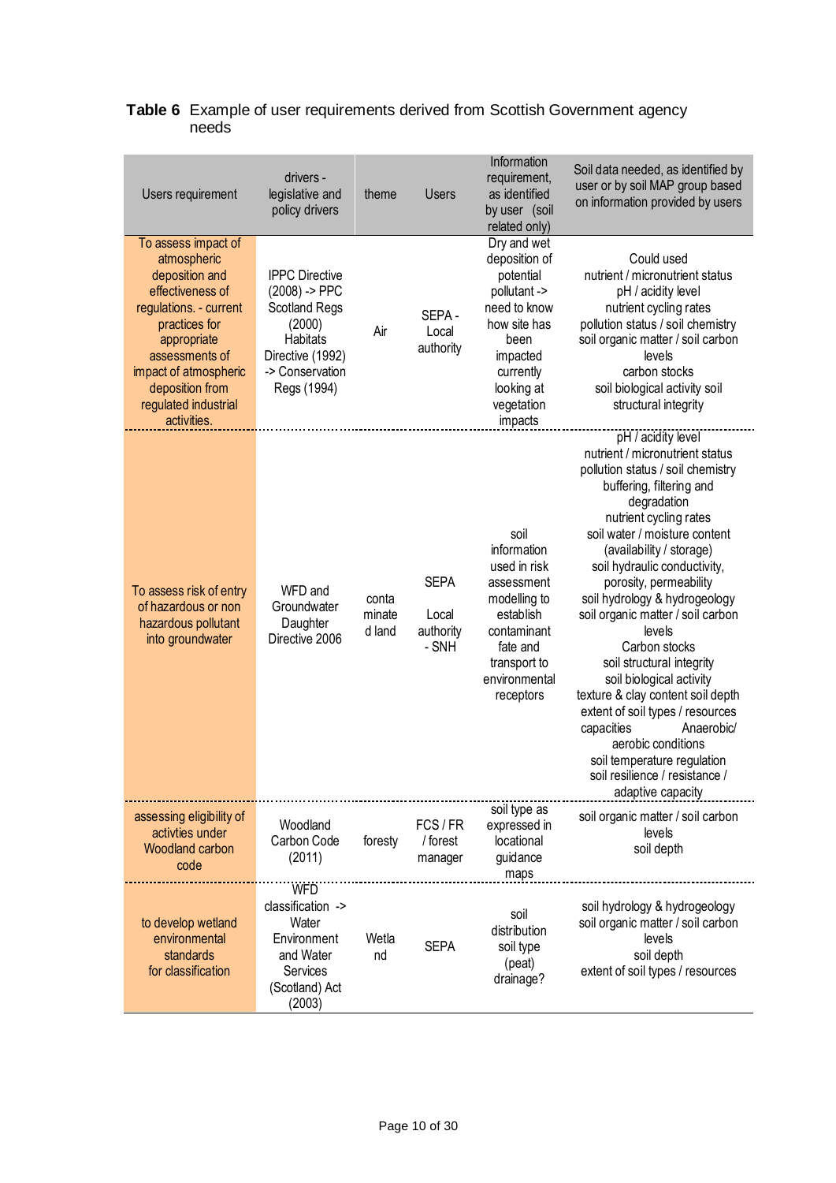**Table 6** Example of user requirements derived from Scottish Government agency needs

| Users requirement | drivers - legislative and policy drivers | theme | Users | Information requirement, as identified by user (soil related only) | Soil data needed, as identified by user or by soil MAP group based on information provided by users |
|---|---|---|---|---|---|
| To assess impact of atmospheric deposition and effectiveness of regulations. - current practices for appropriate assessments of impact of atmospheric deposition from regulated industrial activities. | IPPC Directive (2008) -> PPC Scotland Regs (2000) Habitats Directive (1992) -> Conservation Regs (1994) | Air | SEPA - Local authority | Dry and wet deposition of potential pollutant -> need to know how site has been impacted currently looking at vegetation impacts | Could used nutrient / micronutrient status pH / acidity level nutrient cycling rates pollution status / soil chemistry soil organic matter / soil carbon levels carbon stocks soil biological activity soil structural integrity |
| To assess risk of entry of hazardous or non hazardous pollutant into groundwater | WFD and Groundwater Daughter Directive 2006 | conta minate d land | SEPA Local authority - SNH | soil information used in risk assessment modelling to establish contaminant fate and transport to environmental receptors | pH / acidity level nutrient / micronutrient status pollution status / soil chemistry buffering, filtering and degradation nutrient cycling rates soil water / moisture content (availability / storage) soil hydraulic conductivity, porosity, permeability soil hydrology & hydrogeology soil organic matter / soil carbon levels Carbon stocks soil structural integrity soil biological activity texture & clay content soil depth extent of soil types / resources capacities Anaerobic/ aerobic conditions soil temperature regulation soil resilience / resistance / adaptive capacity |
| assessing eligibility of activties under Woodland carbon code | Woodland Carbon Code (2011) | foresty | FCS / FR / forest manager | soil type as expressed in locational guidance maps | soil organic matter / soil carbon levels soil depth |
| to develop wetland environmental standards for classification | WFD classification -> Water Environment and Water Services (Scotland) Act (2003) | Wetla nd | SEPA | soil distribution soil type (peat) drainage? | soil hydrology & hydrogeology soil organic matter / soil carbon levels soil depth extent of soil types / resources |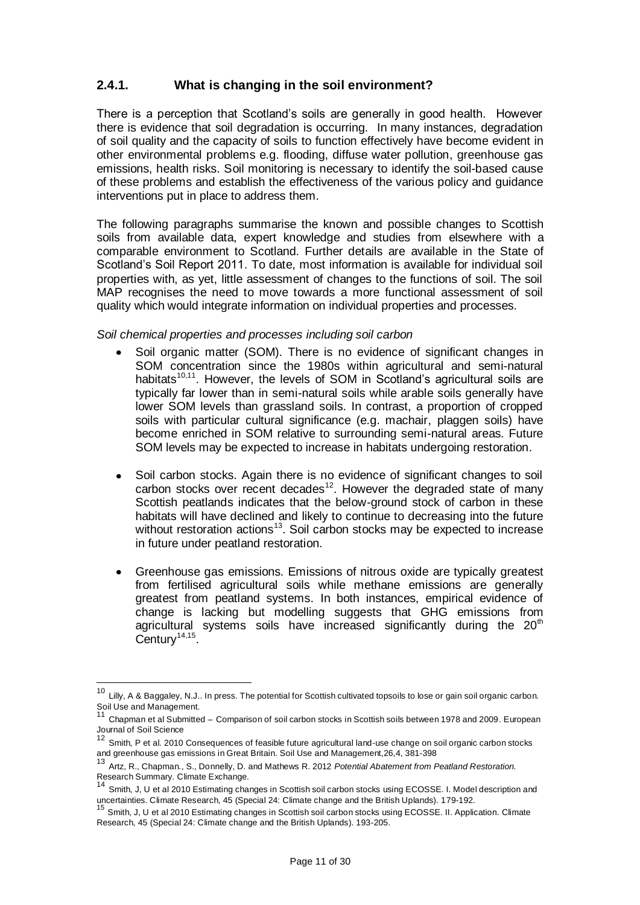### 2.4.1. What is changing in the soil environment?

There is a perception that Scotland's soils are generally in good health. However there is evidence that soil degradation is occurring. In many instances, degradation of soil quality and the capacity of soils to function effectively have become evident in other environmental problems e.g. flooding, diffuse water pollution, greenhouse gas emissions, health risks. Soil monitoring is necessary to identify the soil-based cause of these problems and establish the effectiveness of the various policy and guidance interventions put in place to address them.

The following paragraphs summarise the known and possible changes to Scottish soils from available data, expert knowledge and studies from elsewhere with a comparable environment to Scotland. Further details are available in the State of Scotland's Soil Report 2011. To date, most information is available for individual soil properties with, as yet, little assessment of changes to the functions of soil. The soil MAP recognises the need to move towards a more functional assessment of soil quality which would integrate information on individual properties and processes.

*Soil chemical properties and processes including soil carbon*

- Soil organic matter (SOM). There is no evidence of significant changes in SOM concentration since the 1980s within agricultural and semi-natural habitats[10,11]. However, the levels of SOM in Scotland's agricultural soils are typically far lower than in semi-natural soils while arable soils generally have lower SOM levels than grassland soils. In contrast, a proportion of cropped soils with particular cultural significance (e.g. machair, plaggen soils) have become enriched in SOM relative to surrounding semi-natural areas. Future SOM levels may be expected to increase in habitats undergoing restoration.

- Soil carbon stocks. Again there is no evidence of significant changes to soil carbon stocks over recent decades[12]. However the degraded state of many Scottish peatlands indicates that the below-ground stock of carbon in these habitats will have declined and likely to continue to decreasing into the future without restoration actions[13]. Soil carbon stocks may be expected to increase in future under peatland restoration.

- Greenhouse gas emissions. Emissions of nitrous oxide are typically greatest from fertilised agricultural soils while methane emissions are generally greatest from peatland systems. In both instances, empirical evidence of change is lacking but modelling suggests that GHG emissions from agricultural systems soils have increased significantly during the 20[th] Century[14,15].

---

[10] Lilly, A & Baggaley, N.J.. In press. The potential for Scottish cultivated topsoils to lose or gain soil organic carbon. Soil Use and Management.

[11] Chapman et al Submitted – Comparison of soil carbon stocks in Scottish soils between 1978 and 2009. European Journal of Soil Science

[12] Smith, P et al. 2010 Consequences of feasible future agricultural land-use change on soil organic carbon stocks and greenhouse gas emissions in Great Britain. Soil Use and Management,26,4, 381-398

[13] Artz, R., Chapman., S., Donnelly, D. and Mathews R. 2012 *Potential Abatement from Peatland Restoration.* Research Summary. Climate Exchange.

[14] Smith, J, U et al 2010 Estimating changes in Scottish soil carbon stocks using ECOSSE. I. Model description and uncertainties. Climate Research, 45 (Special 24: Climate change and the British Uplands). 179-192.

[15] Smith, J, U et al 2010 Estimating changes in Scottish soil carbon stocks using ECOSSE. II. Application. Climate Research, 45 (Special 24: Climate change and the British Uplands). 193-205.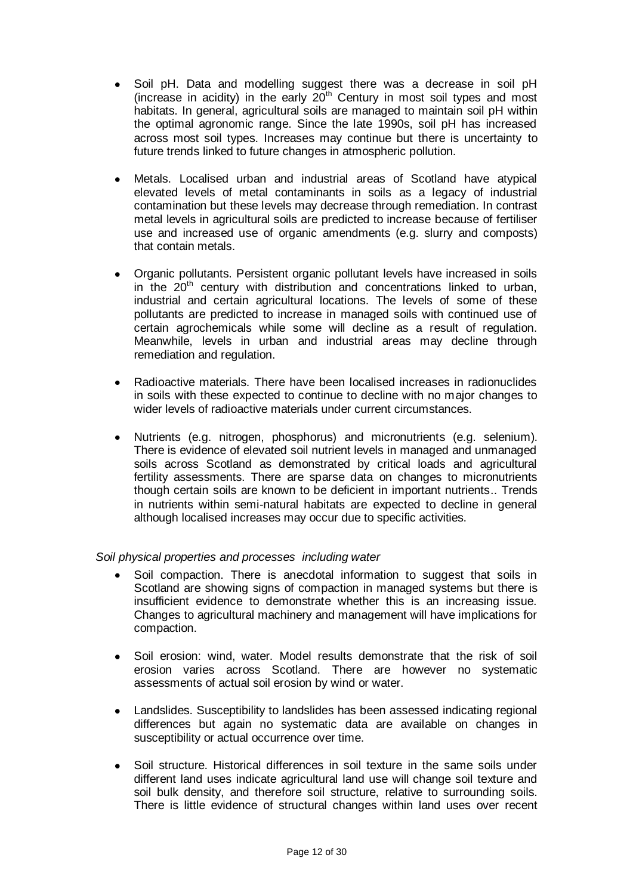- Soil pH. Data and modelling suggest there was a decrease in soil pH (increase in acidity) in the early 20th Century in most soil types and most habitats. In general, agricultural soils are managed to maintain soil pH within the optimal agronomic range. Since the late 1990s, soil pH has increased across most soil types. Increases may continue but there is uncertainty to future trends linked to future changes in atmospheric pollution.

- Metals. Localised urban and industrial areas of Scotland have atypical elevated levels of metal contaminants in soils as a legacy of industrial contamination but these levels may decrease through remediation. In contrast metal levels in agricultural soils are predicted to increase because of fertiliser use and increased use of organic amendments (e.g. slurry and composts) that contain metals.

- Organic pollutants. Persistent organic pollutant levels have increased in soils in the 20th century with distribution and concentrations linked to urban, industrial and certain agricultural locations. The levels of some of these pollutants are predicted to increase in managed soils with continued use of certain agrochemicals while some will decline as a result of regulation. Meanwhile, levels in urban and industrial areas may decline through remediation and regulation.

- Radioactive materials. There have been localised increases in radionuclides in soils with these expected to continue to decline with no major changes to wider levels of radioactive materials under current circumstances.

- Nutrients (e.g. nitrogen, phosphorus) and micronutrients (e.g. selenium). There is evidence of elevated soil nutrient levels in managed and unmanaged soils across Scotland as demonstrated by critical loads and agricultural fertility assessments. There are sparse data on changes to micronutrients though certain soils are known to be deficient in important nutrients.. Trends in nutrients within semi-natural habitats are expected to decline in general although localised increases may occur due to specific activities.

*Soil physical properties and processes including water*

- Soil compaction. There is anecdotal information to suggest that soils in Scotland are showing signs of compaction in managed systems but there is insufficient evidence to demonstrate whether this is an increasing issue. Changes to agricultural machinery and management will have implications for compaction.

- Soil erosion: wind, water. Model results demonstrate that the risk of soil erosion varies across Scotland. There are however no systematic assessments of actual soil erosion by wind or water.

- Landslides. Susceptibility to landslides has been assessed indicating regional differences but again no systematic data are available on changes in susceptibility or actual occurrence over time.

- Soil structure. Historical differences in soil texture in the same soils under different land uses indicate agricultural land use will change soil texture and soil bulk density, and therefore soil structure, relative to surrounding soils. There is little evidence of structural changes within land uses over recent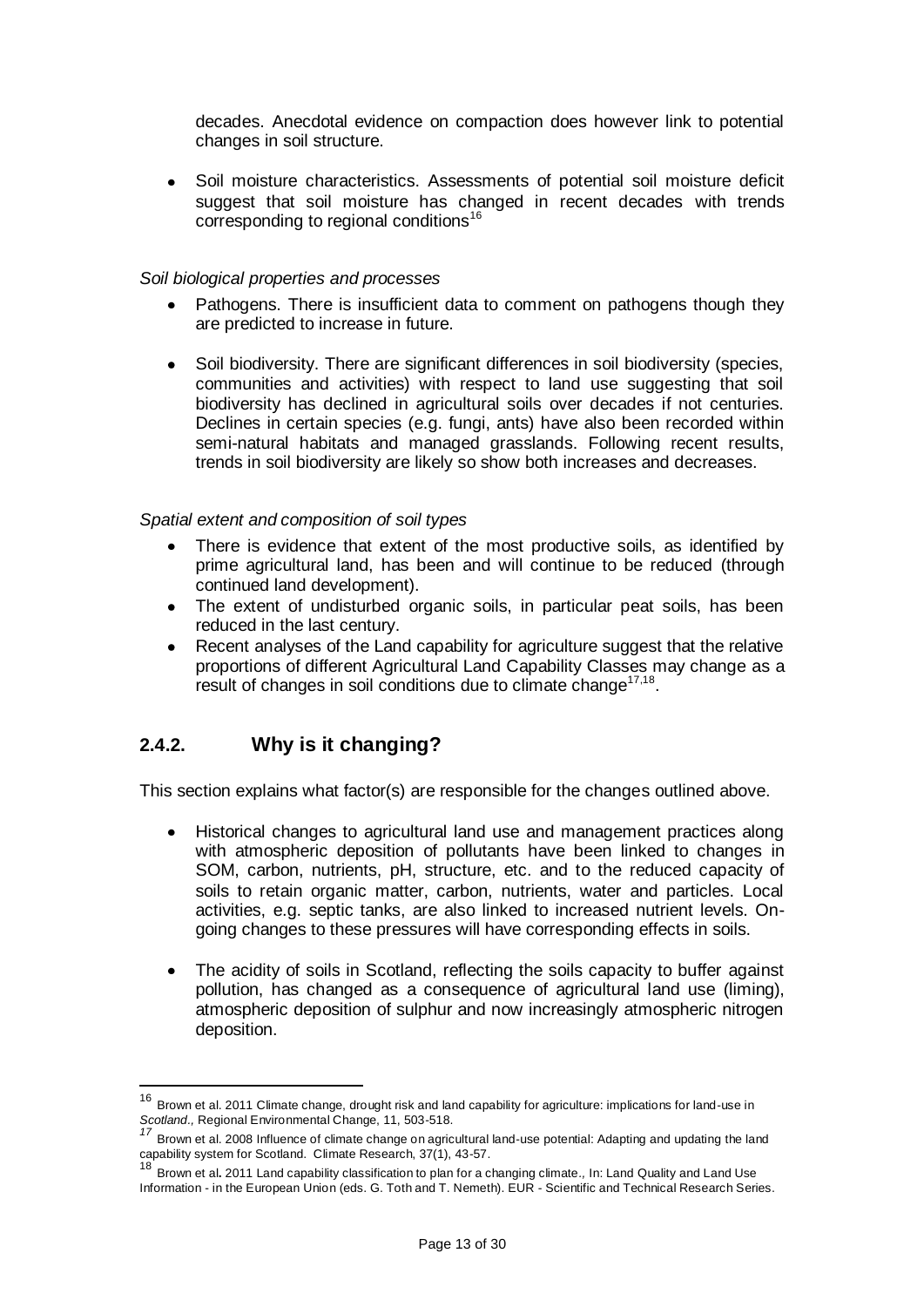decades. Anecdotal evidence on compaction does however link to potential changes in soil structure.

- Soil moisture characteristics. Assessments of potential soil moisture deficit suggest that soil moisture has changed in recent decades with trends corresponding to regional conditions[16]

*Soil biological properties and processes*

- Pathogens. There is insufficient data to comment on pathogens though they are predicted to increase in future.
- Soil biodiversity. There are significant differences in soil biodiversity (species, communities and activities) with respect to land use suggesting that soil biodiversity has declined in agricultural soils over decades if not centuries. Declines in certain species (e.g. fungi, ants) have also been recorded within semi-natural habitats and managed grasslands. Following recent results, trends in soil biodiversity are likely so show both increases and decreases.

*Spatial extent and composition of soil types*

- There is evidence that extent of the most productive soils, as identified by prime agricultural land, has been and will continue to be reduced (through continued land development).
- The extent of undisturbed organic soils, in particular peat soils, has been reduced in the last century.
- Recent analyses of the Land capability for agriculture suggest that the relative proportions of different Agricultural Land Capability Classes may change as a result of changes in soil conditions due to climate change[17,18].

## 2.4.2. Why is it changing?

This section explains what factor(s) are responsible for the changes outlined above.

- Historical changes to agricultural land use and management practices along with atmospheric deposition of pollutants have been linked to changes in SOM, carbon, nutrients, pH, structure, etc. and to the reduced capacity of soils to retain organic matter, carbon, nutrients, water and particles. Local activities, e.g. septic tanks, are also linked to increased nutrient levels. On-going changes to these pressures will have corresponding effects in soils.
- The acidity of soils in Scotland, reflecting the soils capacity to buffer against pollution, has changed as a consequence of agricultural land use (liming), atmospheric deposition of sulphur and now increasingly atmospheric nitrogen deposition.

---

[16] Brown et al. 2011 Climate change, drought risk and land capability for agriculture: implications for land-use in *Scotland.,* Regional Environmental Change, 11, 503-518.

[17] Brown et al. 2008 Influence of climate change on agricultural land-use potential: Adapting and updating the land capability system for Scotland. Climate Research, 37(1), 43-57.

[18] Brown et al**.** 2011 Land capability classification to plan for a changing climate., In: Land Quality and Land Use Information - in the European Union (eds. G. Toth and T. Nemeth). EUR - Scientific and Technical Research Series.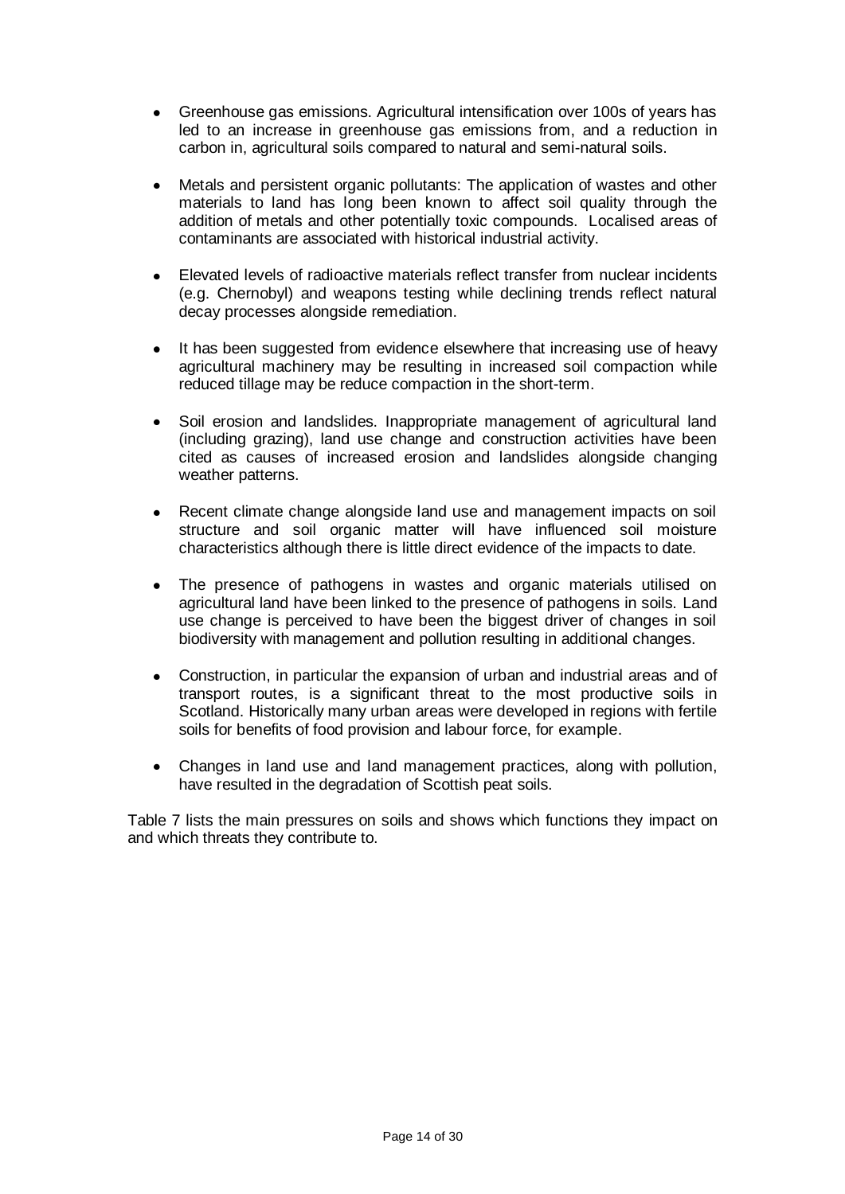- Greenhouse gas emissions. Agricultural intensification over 100s of years has led to an increase in greenhouse gas emissions from, and a reduction in carbon in, agricultural soils compared to natural and semi-natural soils.

- Metals and persistent organic pollutants: The application of wastes and other materials to land has long been known to affect soil quality through the addition of metals and other potentially toxic compounds. Localised areas of contaminants are associated with historical industrial activity.

- Elevated levels of radioactive materials reflect transfer from nuclear incidents (e.g. Chernobyl) and weapons testing while declining trends reflect natural decay processes alongside remediation.

- It has been suggested from evidence elsewhere that increasing use of heavy agricultural machinery may be resulting in increased soil compaction while reduced tillage may be reduce compaction in the short-term.

- Soil erosion and landslides. Inappropriate management of agricultural land (including grazing), land use change and construction activities have been cited as causes of increased erosion and landslides alongside changing weather patterns.

- Recent climate change alongside land use and management impacts on soil structure and soil organic matter will have influenced soil moisture characteristics although there is little direct evidence of the impacts to date.

- The presence of pathogens in wastes and organic materials utilised on agricultural land have been linked to the presence of pathogens in soils. Land use change is perceived to have been the biggest driver of changes in soil biodiversity with management and pollution resulting in additional changes.

- Construction, in particular the expansion of urban and industrial areas and of transport routes, is a significant threat to the most productive soils in Scotland. Historically many urban areas were developed in regions with fertile soils for benefits of food provision and labour force, for example.

- Changes in land use and land management practices, along with pollution, have resulted in the degradation of Scottish peat soils.

Table 7 lists the main pressures on soils and shows which functions they impact on and which threats they contribute to.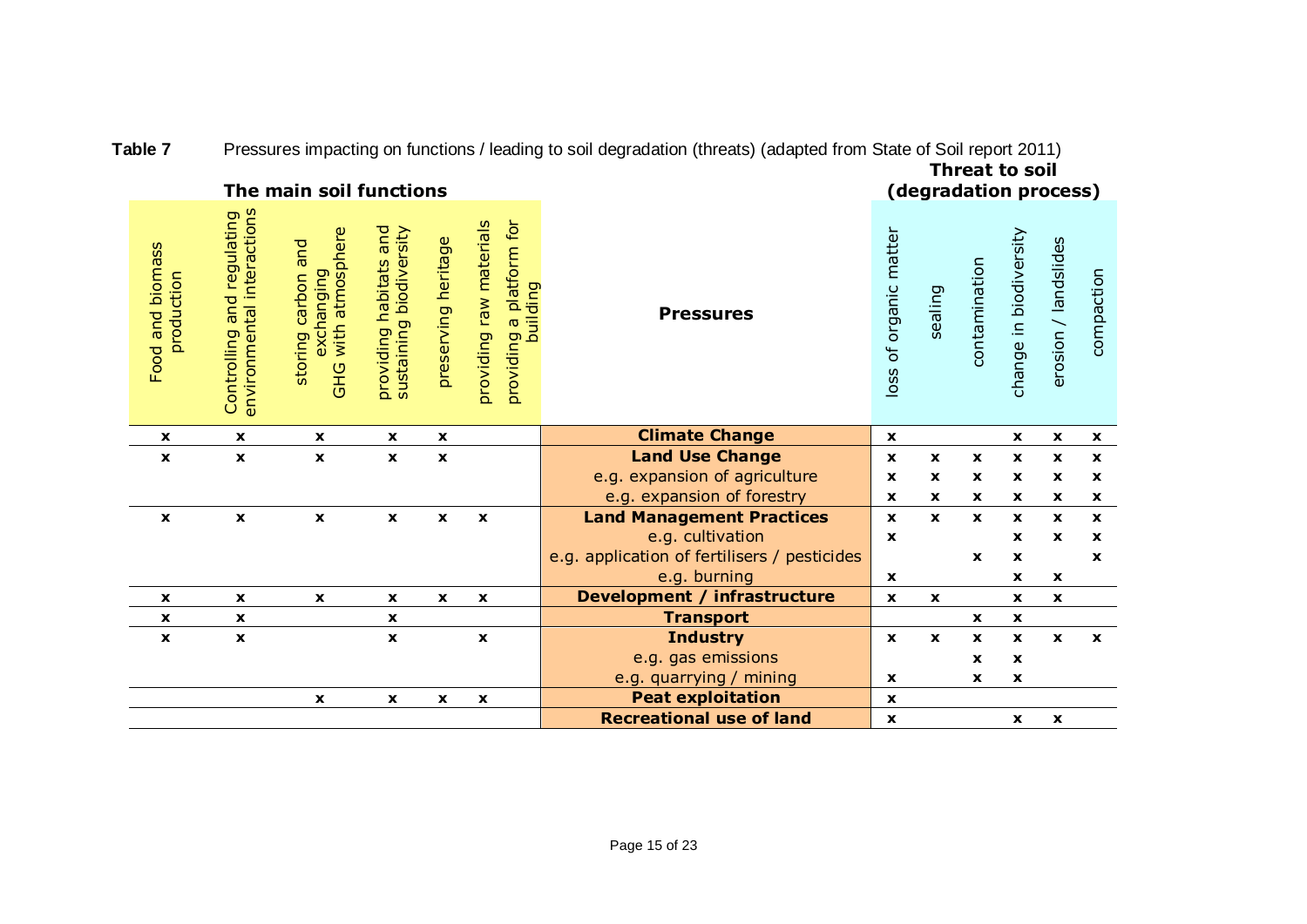**Table 7** Pressures impacting on functions / leading to soil degradation (threats) (adapted from State of Soil report 2011)

| The main soil functions | | | | | | | | Threat to soil (degradation process) | | | | | |
|---|---|---|---|---|---|---|---|---|---|---|---|---|---|
| Food and biomass production | Controlling and regulating environmental interactions | storing carbon and exchanging GHG with atmosphere | providing habitats and sustaining biodiversity | preserving heritage | providing raw materials | providing a platform for building | **Pressures** | loss of organic matter | sealing | contamination | change in biodiversity | erosion / landslides | compaction |
| **x** | **x** | **x** | **x** | **x** | | | **Climate Change** | **x** | | | **x** | **x** | **x** |
| **x** | **x** | **x** | **x** | **x** | | | **Land Use Change** | **x** | **x** | **x** | **x** | **x** | **x** |
| | | | | | | | e.g. expansion of agriculture | **x** | **x** | **x** | **x** | **x** | **x** |
| | | | | | | | e.g. expansion of forestry | **x** | **x** | **x** | **x** | **x** | **x** |
| **x** | **x** | **x** | **x** | **x** | **x** | | **Land Management Practices** | **x** | **x** | **x** | **x** | **x** | **x** |
| | | | | | | | e.g. cultivation | **x** | | | **x** | **x** | **x** |
| | | | | | | | e.g. application of fertilisers / pesticides | | | **x** | **x** | | **x** |
| | | | | | | | e.g. burning | **x** | | | **x** | **x** | |
| **x** | **x** | **x** | **x** | **x** | **x** | | **Development / infrastructure** | **x** | **x** | | **x** | **x** | |
| **x** | **x** | | **x** | | | | **Transport** | | | **x** | **x** | | |
| **x** | **x** | | **x** | | **x** | | **Industry** | **x** | **x** | **x** | **x** | **x** | **x** |
| | | | | | | | e.g. gas emissions | | | **x** | **x** | | |
| | | | | | | | e.g. quarrying / mining | **x** | | **x** | **x** | | |
| | | **x** | **x** | **x** | **x** | | **Peat exploitation** | **x** | | | | | |
| | | | | | | | **Recreational use of land** | **x** | | | **x** | **x** | |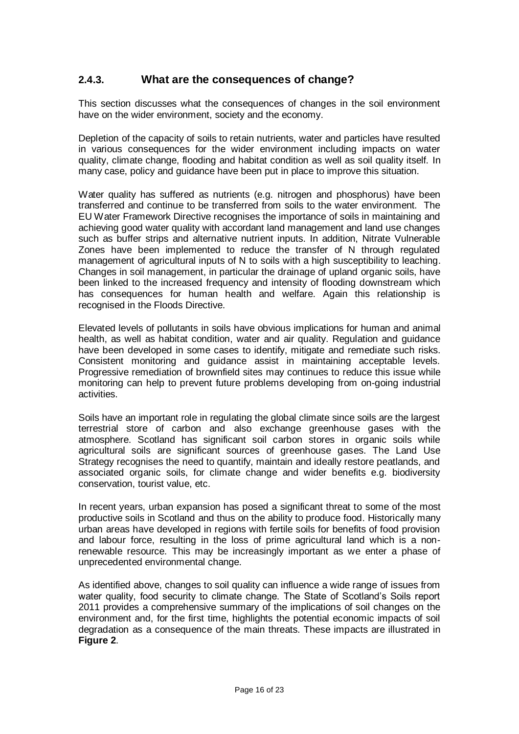### 2.4.3. What are the consequences of change?

This section discusses what the consequences of changes in the soil environment have on the wider environment, society and the economy.

Depletion of the capacity of soils to retain nutrients, water and particles have resulted in various consequences for the wider environment including impacts on water quality, climate change, flooding and habitat condition as well as soil quality itself. In many case, policy and guidance have been put in place to improve this situation.

Water quality has suffered as nutrients (e.g. nitrogen and phosphorus) have been transferred and continue to be transferred from soils to the water environment. The EU Water Framework Directive recognises the importance of soils in maintaining and achieving good water quality with accordant land management and land use changes such as buffer strips and alternative nutrient inputs. In addition, Nitrate Vulnerable Zones have been implemented to reduce the transfer of N through regulated management of agricultural inputs of N to soils with a high susceptibility to leaching. Changes in soil management, in particular the drainage of upland organic soils, have been linked to the increased frequency and intensity of flooding downstream which has consequences for human health and welfare. Again this relationship is recognised in the Floods Directive.

Elevated levels of pollutants in soils have obvious implications for human and animal health, as well as habitat condition, water and air quality. Regulation and guidance have been developed in some cases to identify, mitigate and remediate such risks. Consistent monitoring and guidance assist in maintaining acceptable levels. Progressive remediation of brownfield sites may continues to reduce this issue while monitoring can help to prevent future problems developing from on-going industrial activities.

Soils have an important role in regulating the global climate since soils are the largest terrestrial store of carbon and also exchange greenhouse gases with the atmosphere. Scotland has significant soil carbon stores in organic soils while agricultural soils are significant sources of greenhouse gases. The Land Use Strategy recognises the need to quantify, maintain and ideally restore peatlands, and associated organic soils, for climate change and wider benefits e.g. biodiversity conservation, tourist value, etc.

In recent years, urban expansion has posed a significant threat to some of the most productive soils in Scotland and thus on the ability to produce food. Historically many urban areas have developed in regions with fertile soils for benefits of food provision and labour force, resulting in the loss of prime agricultural land which is a non-renewable resource. This may be increasingly important as we enter a phase of unprecedented environmental change.

As identified above, changes to soil quality can influence a wide range of issues from water quality, food security to climate change. The State of Scotland's Soils report 2011 provides a comprehensive summary of the implications of soil changes on the environment and, for the first time, highlights the potential economic impacts of soil degradation as a consequence of the main threats. These impacts are illustrated in **Figure 2**.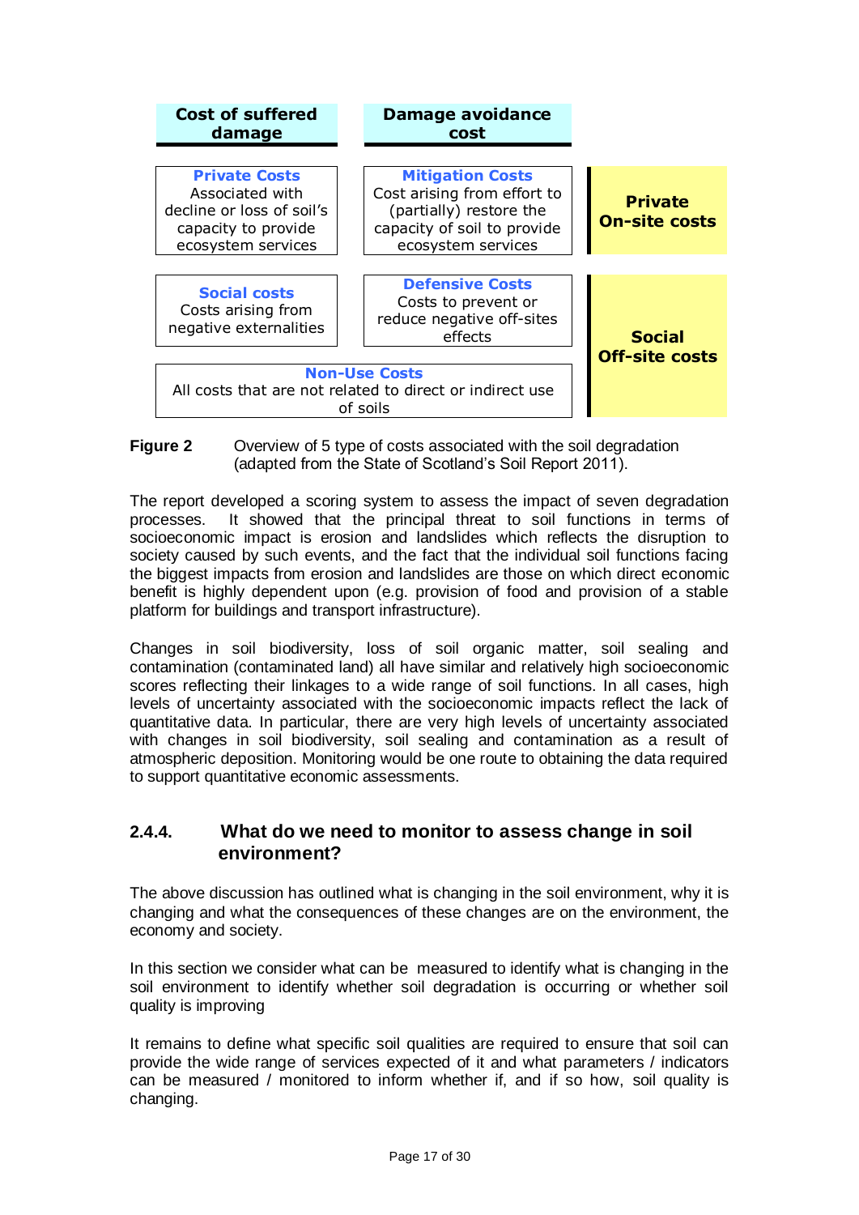| Cost of suffered damage | Damage avoidance cost | |
|---|---|---|
| **Private Costs** Associated with decline or loss of soil's capacity to provide ecosystem services | **Mitigation Costs** Cost arising from effort to (partially) restore the capacity of soil to provide ecosystem services | **Private On-site costs** |
| **Social costs** Costs arising from negative externalities | **Defensive Costs** Costs to prevent or reduce negative off-sites effects | **Social Off-site costs** |
| **Non-Use Costs** All costs that are not related to direct or indirect use of soils | | |

**Figure 2** Overview of 5 type of costs associated with the soil degradation (adapted from the State of Scotland's Soil Report 2011).

The report developed a scoring system to assess the impact of seven degradation processes. It showed that the principal threat to soil functions in terms of socioeconomic impact is erosion and landslides which reflects the disruption to society caused by such events, and the fact that the individual soil functions facing the biggest impacts from erosion and landslides are those on which direct economic benefit is highly dependent upon (e.g. provision of food and provision of a stable platform for buildings and transport infrastructure).

Changes in soil biodiversity, loss of soil organic matter, soil sealing and contamination (contaminated land) all have similar and relatively high socioeconomic scores reflecting their linkages to a wide range of soil functions. In all cases, high levels of uncertainty associated with the socioeconomic impacts reflect the lack of quantitative data. In particular, there are very high levels of uncertainty associated with changes in soil biodiversity, soil sealing and contamination as a result of atmospheric deposition. Monitoring would be one route to obtaining the data required to support quantitative economic assessments.

### 2.4.4. What do we need to monitor to assess change in soil environment?

The above discussion has outlined what is changing in the soil environment, why it is changing and what the consequences of these changes are on the environment, the economy and society.

In this section we consider what can be measured to identify what is changing in the soil environment to identify whether soil degradation is occurring or whether soil quality is improving

It remains to define what specific soil qualities are required to ensure that soil can provide the wide range of services expected of it and what parameters / indicators can be measured / monitored to inform whether if, and if so how, soil quality is changing.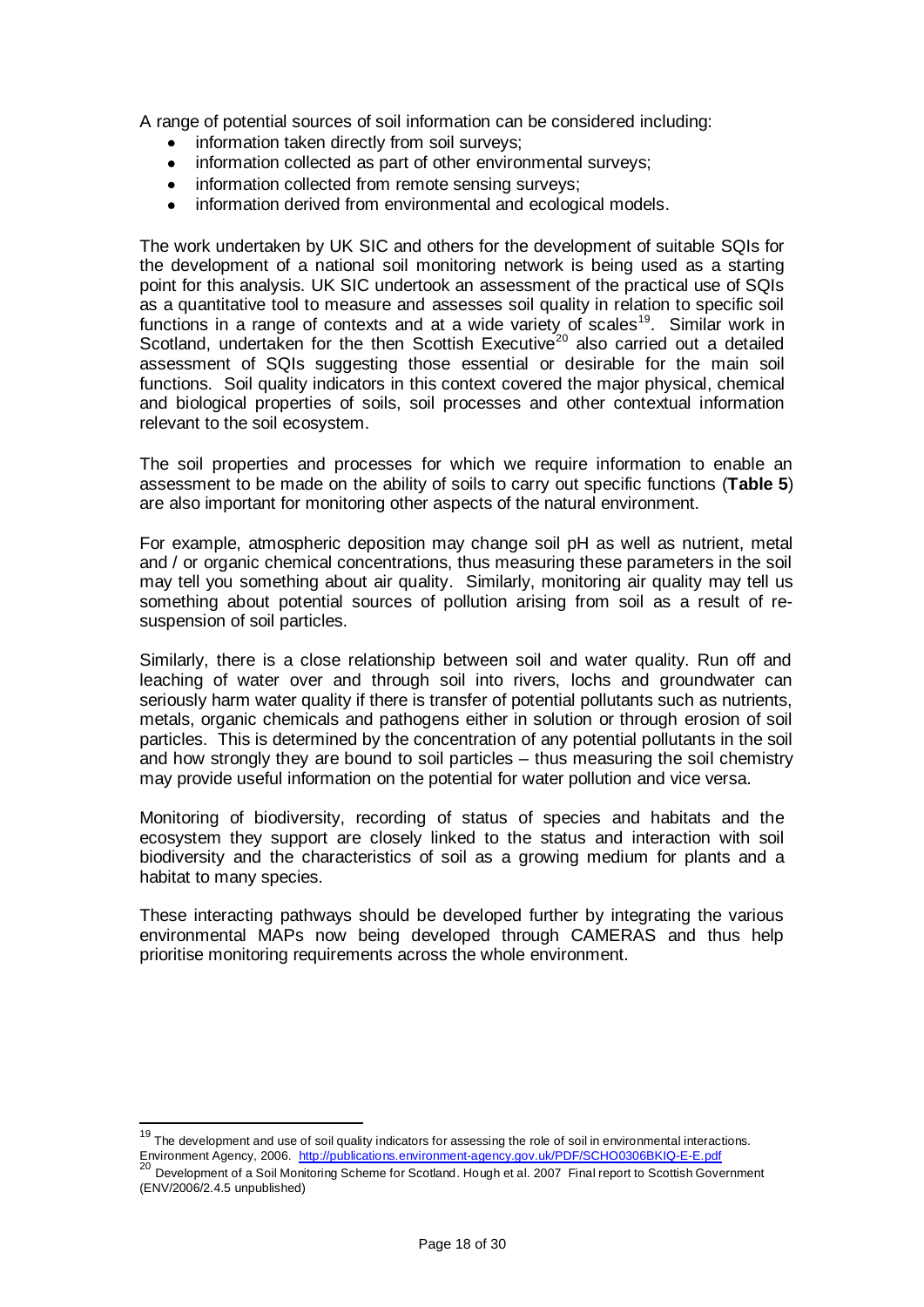A range of potential sources of soil information can be considered including:

- information taken directly from soil surveys;
- information collected as part of other environmental surveys;
- information collected from remote sensing surveys;
- information derived from environmental and ecological models.

The work undertaken by UK SIC and others for the development of suitable SQIs for the development of a national soil monitoring network is being used as a starting point for this analysis. UK SIC undertook an assessment of the practical use of SQIs as a quantitative tool to measure and assesses soil quality in relation to specific soil functions in a range of contexts and at a wide variety of scales[19]. Similar work in Scotland, undertaken for the then Scottish Executive[20] also carried out a detailed assessment of SQIs suggesting those essential or desirable for the main soil functions. Soil quality indicators in this context covered the major physical, chemical and biological properties of soils, soil processes and other contextual information relevant to the soil ecosystem.

The soil properties and processes for which we require information to enable an assessment to be made on the ability of soils to carry out specific functions (**Table 5**) are also important for monitoring other aspects of the natural environment.

For example, atmospheric deposition may change soil pH as well as nutrient, metal and / or organic chemical concentrations, thus measuring these parameters in the soil may tell you something about air quality. Similarly, monitoring air quality may tell us something about potential sources of pollution arising from soil as a result of re-suspension of soil particles.

Similarly, there is a close relationship between soil and water quality. Run off and leaching of water over and through soil into rivers, lochs and groundwater can seriously harm water quality if there is transfer of potential pollutants such as nutrients, metals, organic chemicals and pathogens either in solution or through erosion of soil particles. This is determined by the concentration of any potential pollutants in the soil and how strongly they are bound to soil particles – thus measuring the soil chemistry may provide useful information on the potential for water pollution and vice versa.

Monitoring of biodiversity, recording of status of species and habitats and the ecosystem they support are closely linked to the status and interaction with soil biodiversity and the characteristics of soil as a growing medium for plants and a habitat to many species.

These interacting pathways should be developed further by integrating the various environmental MAPs now being developed through CAMERAS and thus help prioritise monitoring requirements across the whole environment.

---

[19] The development and use of soil quality indicators for assessing the role of soil in environmental interactions. Environment Agency, 2006. http://publications.environment-agency.gov.uk/PDF/SCHO0306BKIQ-E-E.pdf

[20] Development of a Soil Monitoring Scheme for Scotland. Hough et al. 2007 Final report to Scottish Government (ENV/2006/2.4.5 unpublished)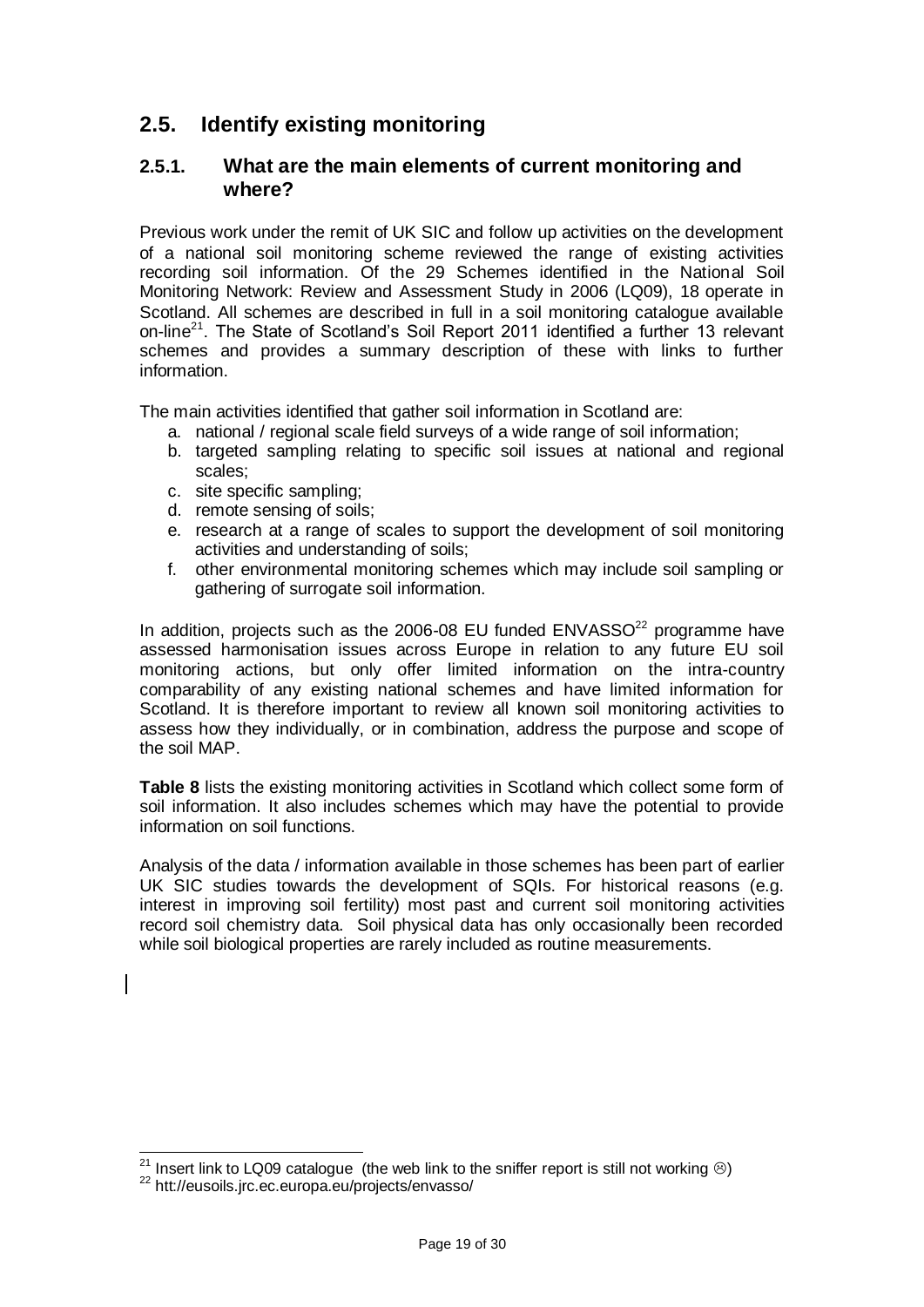## 2.5. Identify existing monitoring

### 2.5.1. What are the main elements of current monitoring and where?

Previous work under the remit of UK SIC and follow up activities on the development of a national soil monitoring scheme reviewed the range of existing activities recording soil information. Of the 29 Schemes identified in the National Soil Monitoring Network: Review and Assessment Study in 2006 (LQ09), 18 operate in Scotland. All schemes are described in full in a soil monitoring catalogue available on-line[21]. The State of Scotland's Soil Report 2011 identified a further 13 relevant schemes and provides a summary description of these with links to further information.

The main activities identified that gather soil information in Scotland are:

a. national / regional scale field surveys of a wide range of soil information;
b. targeted sampling relating to specific soil issues at national and regional scales;
c. site specific sampling;
d. remote sensing of soils;
e. research at a range of scales to support the development of soil monitoring activities and understanding of soils;
f. other environmental monitoring schemes which may include soil sampling or gathering of surrogate soil information.

In addition, projects such as the 2006-08 EU funded ENVASSO[22] programme have assessed harmonisation issues across Europe in relation to any future EU soil monitoring actions, but only offer limited information on the intra-country comparability of any existing national schemes and have limited information for Scotland. It is therefore important to review all known soil monitoring activities to assess how they individually, or in combination, address the purpose and scope of the soil MAP.

**Table 8** lists the existing monitoring activities in Scotland which collect some form of soil information. It also includes schemes which may have the potential to provide information on soil functions.

Analysis of the data / information available in those schemes has been part of earlier UK SIC studies towards the development of SQIs. For historical reasons (e.g. interest in improving soil fertility) most past and current soil monitoring activities record soil chemistry data. Soil physical data has only occasionally been recorded while soil biological properties are rarely included as routine measurements.

---

[21] Insert link to LQ09 catalogue (the web link to the sniffer report is still not working ☹)

[22] htt://eusoils.jrc.ec.europa.eu/projects/envasso/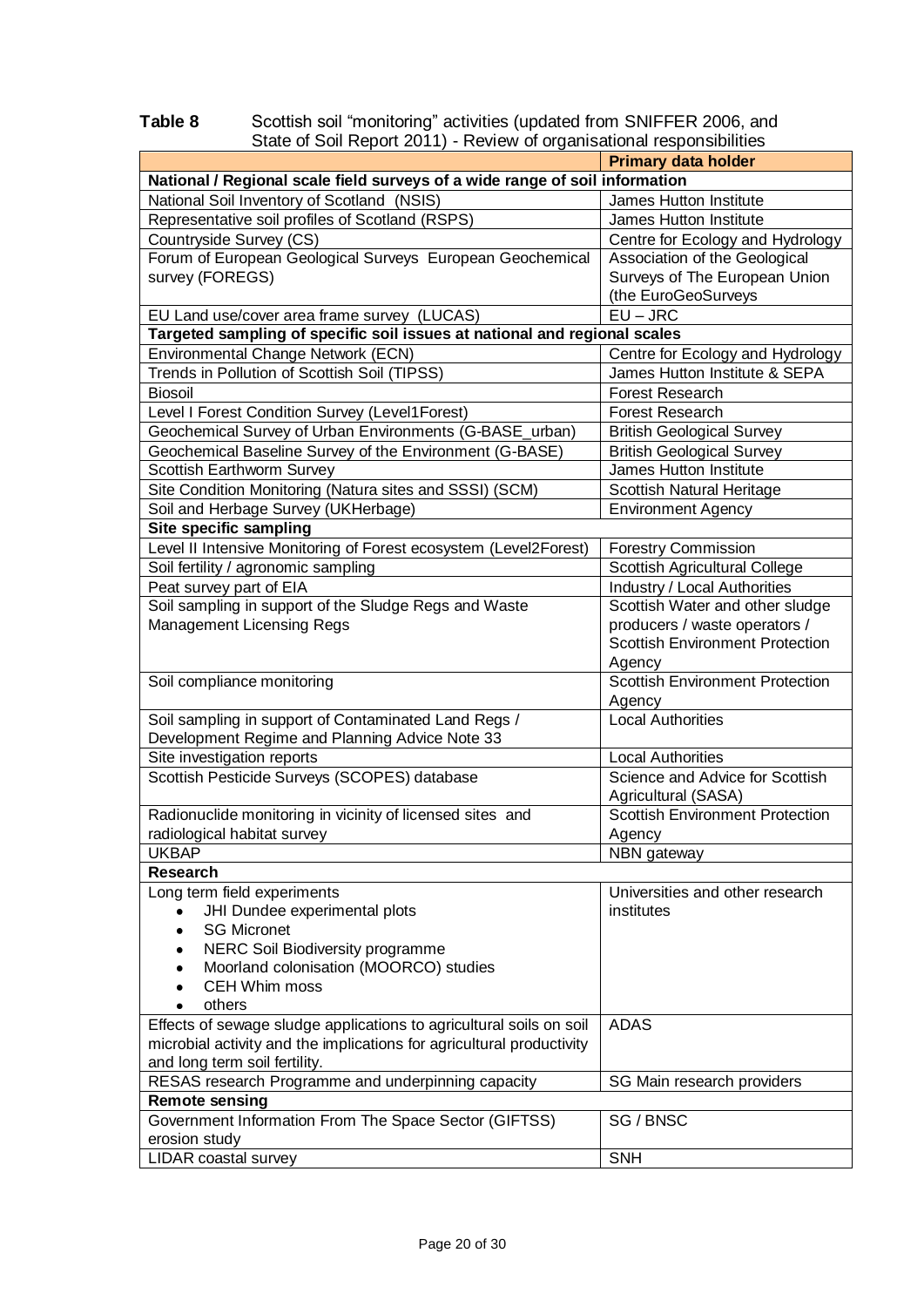**Table 8** Scottish soil "monitoring" activities (updated from SNIFFER 2006, and State of Soil Report 2011) - Review of organisational responsibilities

| | **Primary data holder** |
|---|---|
| **National / Regional scale field surveys of a wide range of soil information** | |
| National Soil Inventory of Scotland (NSIS) | James Hutton Institute |
| Representative soil profiles of Scotland (RSPS) | James Hutton Institute |
| Countryside Survey (CS) | Centre for Ecology and Hydrology |
| Forum of European Geological Surveys European Geochemical survey (FOREGS) | Association of the Geological Surveys of The European Union (the EuroGeoSurveys |
| EU Land use/cover area frame survey (LUCAS) | EU – JRC |
| **Targeted sampling of specific soil issues at national and regional scales** | |
| Environmental Change Network (ECN) | Centre for Ecology and Hydrology |
| Trends in Pollution of Scottish Soil (TIPSS) | James Hutton Institute & SEPA |
| Biosoil | Forest Research |
| Level I Forest Condition Survey (Level1Forest) | Forest Research |
| Geochemical Survey of Urban Environments (G-BASE_urban) | British Geological Survey |
| Geochemical Baseline Survey of the Environment (G-BASE) | British Geological Survey |
| Scottish Earthworm Survey | James Hutton Institute |
| Site Condition Monitoring (Natura sites and SSSI) (SCM) | Scottish Natural Heritage |
| Soil and Herbage Survey (UKHerbage) | Environment Agency |
| **Site specific sampling** | |
| Level II Intensive Monitoring of Forest ecosystem (Level2Forest) | Forestry Commission |
| Soil fertility / agronomic sampling | Scottish Agricultural College |
| Peat survey part of EIA | Industry / Local Authorities |
| Soil sampling in support of the Sludge Regs and Waste Management Licensing Regs | Scottish Water and other sludge producers / waste operators / Scottish Environment Protection Agency |
| Soil compliance monitoring | Scottish Environment Protection Agency |
| Soil sampling in support of Contaminated Land Regs / Development Regime and Planning Advice Note 33 | Local Authorities |
| Site investigation reports | Local Authorities |
| Scottish Pesticide Surveys (SCOPES) database | Science and Advice for Scottish Agricultural (SASA) |
| Radionuclide monitoring in vicinity of licensed sites and radiological habitat survey | Scottish Environment Protection Agency |
| UKBAP | NBN gateway |
| **Research** | |
| Long term field experiments<br>• JHI Dundee experimental plots<br>• SG Micronet<br>• NERC Soil Biodiversity programme<br>• Moorland colonisation (MOORCO) studies<br>• CEH Whim moss<br>• others | Universities and other research institutes |
| Effects of sewage sludge applications to agricultural soils on soil microbial activity and the implications for agricultural productivity and long term soil fertility. | ADAS |
| RESAS research Programme and underpinning capacity | SG Main research providers |
| **Remote sensing** | |
| Government Information From The Space Sector (GIFTSS) erosion study | SG / BNSC |
| LIDAR coastal survey | SNH |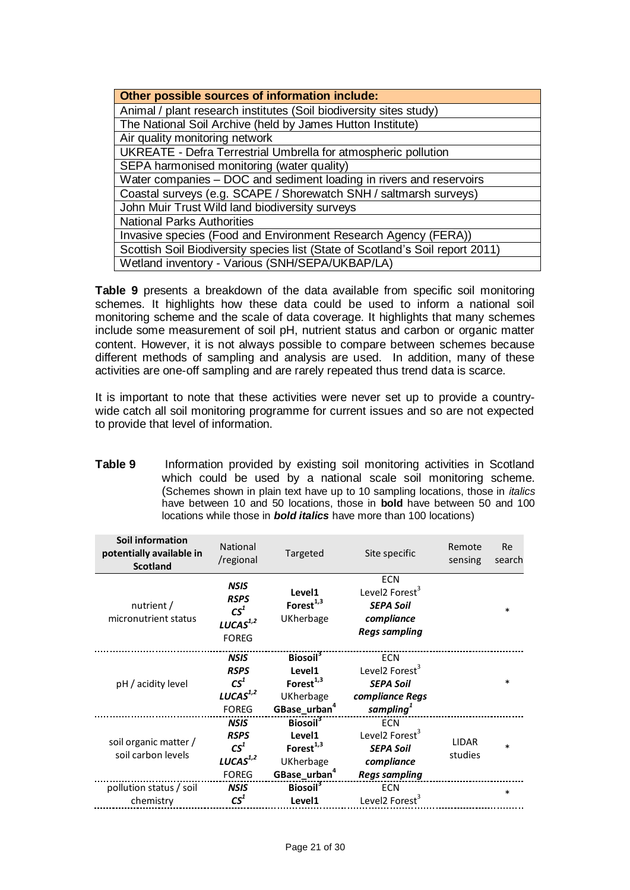| Other possible sources of information include: |
| --- |
| Animal / plant research institutes (Soil biodiversity sites study) |
| The National Soil Archive (held by James Hutton Institute) |
| Air quality monitoring network |
| UKREATE - Defra Terrestrial Umbrella for atmospheric pollution |
| SEPA harmonised monitoring (water quality) |
| Water companies – DOC and sediment loading in rivers and reservoirs |
| Coastal surveys (e.g. SCAPE / Shorewatch SNH / saltmarsh surveys) |
| John Muir Trust Wild land biodiversity surveys |
| National Parks Authorities |
| Invasive species (Food and Environment Research Agency (FERA)) |
| Scottish Soil Biodiversity species list (State of Scotland's Soil report 2011) |
| Wetland inventory - Various (SNH/SEPA/UKBAP/LA) |

**Table 9** presents a breakdown of the data available from specific soil monitoring schemes. It highlights how these data could be used to inform a national soil monitoring scheme and the scale of data coverage. It highlights that many schemes include some measurement of soil pH, nutrient status and carbon or organic matter content. However, it is not always possible to compare between schemes because different methods of sampling and analysis are used. In addition, many of these activities are one-off sampling and are rarely repeated thus trend data is scarce.

It is important to note that these activities were never set up to provide a country-wide catch all soil monitoring programme for current issues and so are not expected to provide that level of information.

**Table 9** Information provided by existing soil monitoring activities in Scotland which could be used by a national scale soil monitoring scheme. (Schemes shown in plain text have up to 10 sampling locations, those in *italics* have between 10 and 50 locations, those in **bold** have between 50 and 100 locations while those in ***bold italics*** have more than 100 locations)

| Soil information potentially available in Scotland | National /regional | Targeted | Site specific | Remote sensing | Research |
| --- | --- | --- | --- | --- | --- |
| nutrient / micronutrient status | ***NSIS*** ***RSPS*** ***CS***[1] ***LUCAS***[1,2] FOREG | **Level1 Forest**[1,3] UKherbage | ECN Level2 Forest[3] ***SEPA Soil compliance Regs sampling*** | | * |
| pH / acidity level | ***NSIS*** ***RSPS*** ***CS***[1] ***LUCAS***[1,2] FOREG | **Biosoil**[3] **Level1 Forest**[1,3] UKherbage **GBase_urban**[4] | ECN Level2 Forest[3] ***SEPA Soil compliance Regs sampling***[1] | | * |
| soil organic matter / soil carbon levels | ***NSIS*** ***RSPS*** ***CS***[1] ***LUCAS***[1,2] FOREG | **Biosoil**[3] **Level1 Forest**[1,3] UKherbage **GBase_urban**[4] | ECN Level2 Forest[3] ***SEPA Soil compliance Regs sampling*** | LIDAR studies | * |
| pollution status / soil chemistry | ***NSIS*** ***CS***[1] | **Biosoil**[3] **Level1** | ECN Level2 Forest[3] | | * |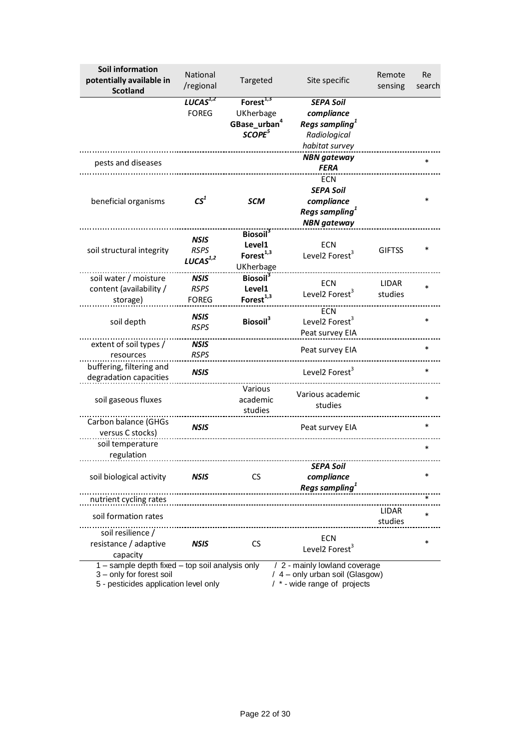| Soil information potentially available in Scotland | National /regional | Targeted | Site specific | Remote sensing | Re search |
|---|---|---|---|---|---|
| | ***LUCAS***[1,2] FOREG | **Forest**[1,3] UKherbage **GBase_urban**[4] ***SCOPE***[5] | ***SEPA Soil compliance Regs sampling***[1] *Radiological habitat survey* | | |
| pests and diseases | | | ***NBN gateway FERA*** | | * |
| beneficial organisms | ***CS***[1] | ***SCM*** | ECN ***SEPA Soil compliance Regs sampling***[1] ***NBN gateway*** | | * |
| soil structural integrity | ***NSIS RSPS LUCAS***[1,2] | **Biosoil**[3] **Level1 Forest**[1,3] UKherbage | ECN Level2 Forest[3] | GIFTSS | * |
| soil water / moisture content (availability / storage) | ***NSIS RSPS*** FOREG | **Biosoil**[3] **Level1 Forest**[1,3] | ECN Level2 Forest[3] | LIDAR studies | * |
| soil depth | ***NSIS RSPS*** | **Biosoil**[3] | ECN Level2 Forest[3] Peat survey EIA | | * |
| extent of soil types / resources | ***NSIS RSPS*** | | Peat survey EIA | | * |
| buffering, filtering and degradation capacities | ***NSIS*** | | Level2 Forest[3] | | * |
| soil gaseous fluxes | | Various academic studies | Various academic studies | | * |
| Carbon balance (GHGs versus C stocks) | ***NSIS*** | | Peat survey EIA | | * |
| soil temperature regulation | | | | | * |
| soil biological activity | ***NSIS*** | CS | ***SEPA Soil compliance Regs sampling***[1] | | * |
| nutrient cycling rates | | | | | * |
| soil formation rates | | | | LIDAR studies | * |
| soil resilience / resistance / adaptive capacity | ***NSIS*** | CS | ECN Level2 Forest[3] | | * |

1 – sample depth fixed – top soil analysis only / 2 - mainly lowland coverage
3 – only for forest soil / 4 – only urban soil (Glasgow)
5 - pesticides application level only / * - wide range of projects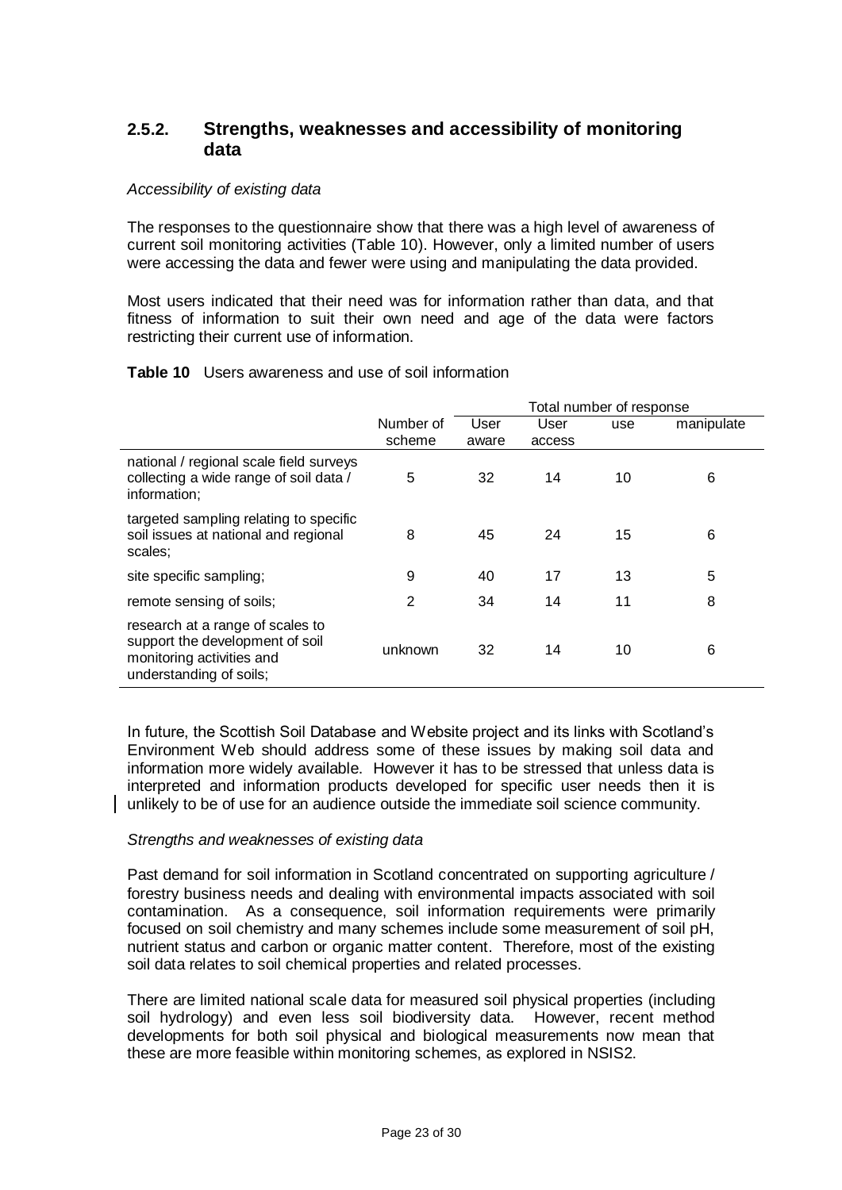### 2.5.2. Strengths, weaknesses and accessibility of monitoring data

*Accessibility of existing data*

The responses to the questionnaire show that there was a high level of awareness of current soil monitoring activities (Table 10). However, only a limited number of users were accessing the data and fewer were using and manipulating the data provided.

Most users indicated that their need was for information rather than data, and that fitness of information to suit their own need and age of the data were factors restricting their current use of information.

**Table 10** Users awareness and use of soil information

| | | Total number of response | | | |
|---|---|---|---|---|---|
| | Number of scheme | User aware | User access | use | manipulate |
| national / regional scale field surveys collecting a wide range of soil data / information; | 5 | 32 | 14 | 10 | 6 |
| targeted sampling relating to specific soil issues at national and regional scales; | 8 | 45 | 24 | 15 | 6 |
| site specific sampling; | 9 | 40 | 17 | 13 | 5 |
| remote sensing of soils; | 2 | 34 | 14 | 11 | 8 |
| research at a range of scales to support the development of soil monitoring activities and understanding of soils; | unknown | 32 | 14 | 10 | 6 |

In future, the Scottish Soil Database and Website project and its links with Scotland's Environment Web should address some of these issues by making soil data and information more widely available. However it has to be stressed that unless data is interpreted and information products developed for specific user needs then it is unlikely to be of use for an audience outside the immediate soil science community.

*Strengths and weaknesses of existing data*

Past demand for soil information in Scotland concentrated on supporting agriculture / forestry business needs and dealing with environmental impacts associated with soil contamination. As a consequence, soil information requirements were primarily focused on soil chemistry and many schemes include some measurement of soil pH, nutrient status and carbon or organic matter content. Therefore, most of the existing soil data relates to soil chemical properties and related processes.

There are limited national scale data for measured soil physical properties (including soil hydrology) and even less soil biodiversity data. However, recent method developments for both soil physical and biological measurements now mean that these are more feasible within monitoring schemes, as explored in NSIS2.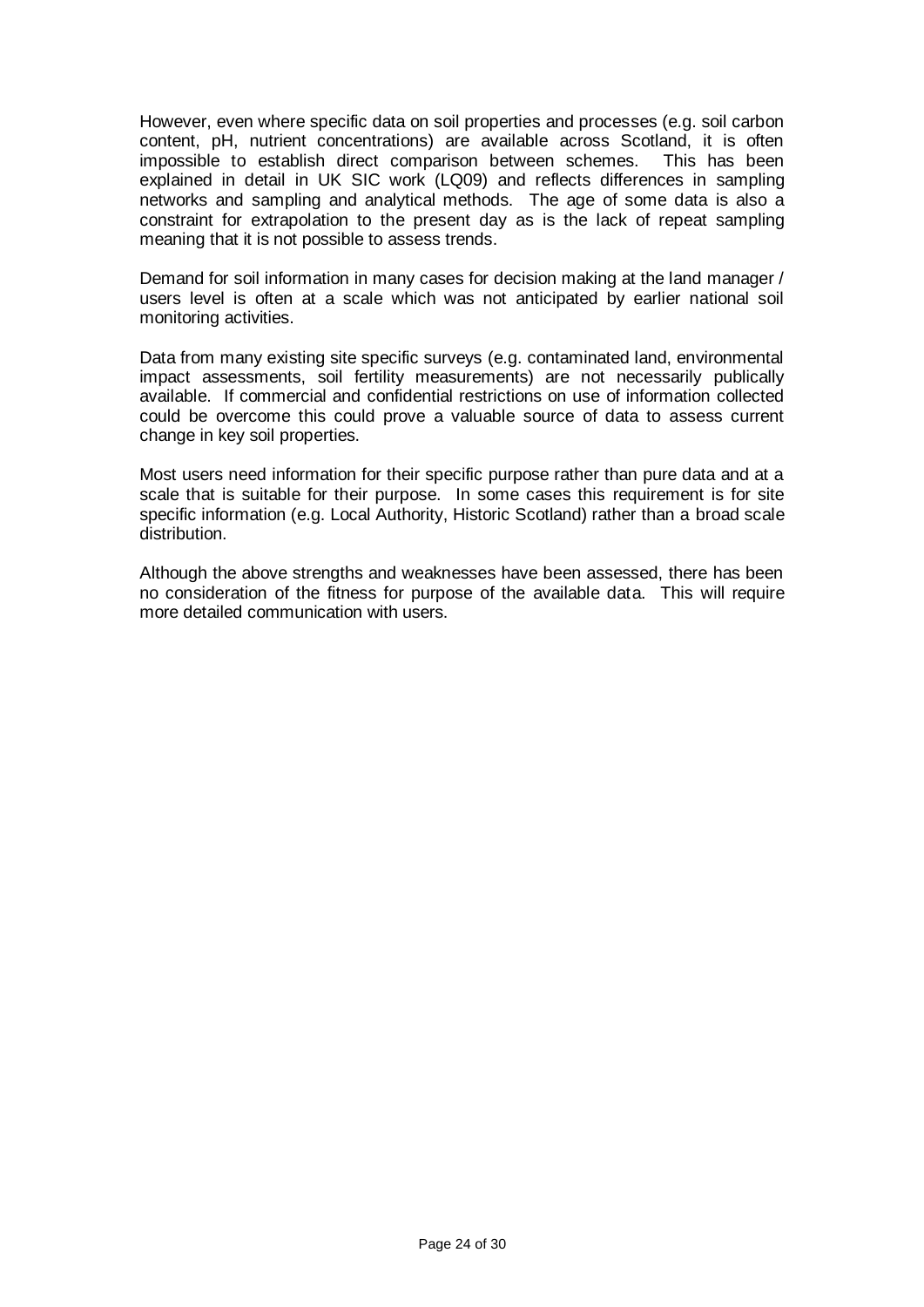However, even where specific data on soil properties and processes (e.g. soil carbon content, pH, nutrient concentrations) are available across Scotland, it is often impossible to establish direct comparison between schemes. This has been explained in detail in UK SIC work (LQ09) and reflects differences in sampling networks and sampling and analytical methods. The age of some data is also a constraint for extrapolation to the present day as is the lack of repeat sampling meaning that it is not possible to assess trends.

Demand for soil information in many cases for decision making at the land manager / users level is often at a scale which was not anticipated by earlier national soil monitoring activities.

Data from many existing site specific surveys (e.g. contaminated land, environmental impact assessments, soil fertility measurements) are not necessarily publically available. If commercial and confidential restrictions on use of information collected could be overcome this could prove a valuable source of data to assess current change in key soil properties.

Most users need information for their specific purpose rather than pure data and at a scale that is suitable for their purpose. In some cases this requirement is for site specific information (e.g. Local Authority, Historic Scotland) rather than a broad scale distribution.

Although the above strengths and weaknesses have been assessed, there has been no consideration of the fitness for purpose of the available data. This will require more detailed communication with users.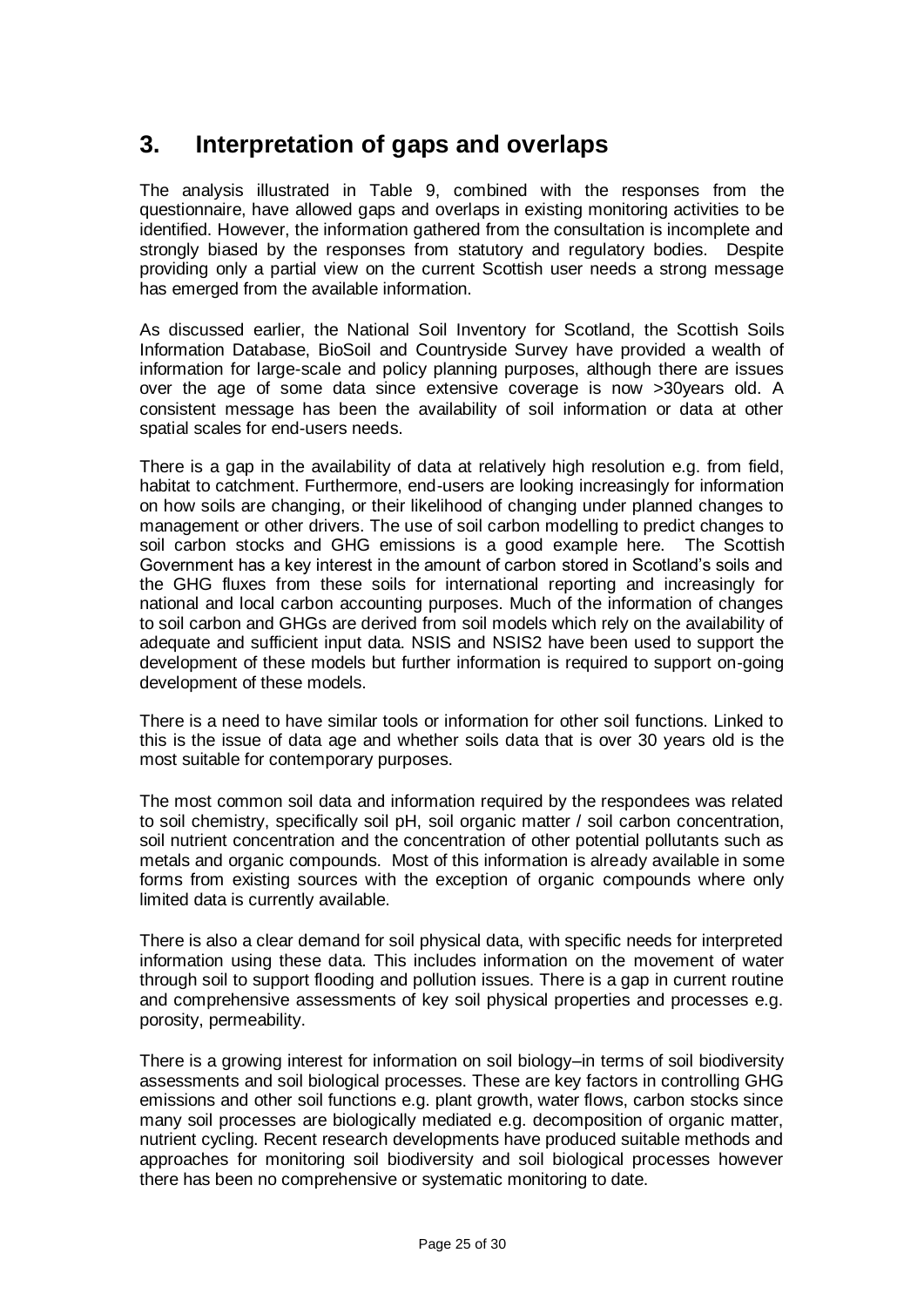## 3. Interpretation of gaps and overlaps

The analysis illustrated in Table 9, combined with the responses from the questionnaire, have allowed gaps and overlaps in existing monitoring activities to be identified. However, the information gathered from the consultation is incomplete and strongly biased by the responses from statutory and regulatory bodies. Despite providing only a partial view on the current Scottish user needs a strong message has emerged from the available information.

As discussed earlier, the National Soil Inventory for Scotland, the Scottish Soils Information Database, BioSoil and Countryside Survey have provided a wealth of information for large-scale and policy planning purposes, although there are issues over the age of some data since extensive coverage is now >30years old. A consistent message has been the availability of soil information or data at other spatial scales for end-users needs.

There is a gap in the availability of data at relatively high resolution e.g. from field, habitat to catchment. Furthermore, end-users are looking increasingly for information on how soils are changing, or their likelihood of changing under planned changes to management or other drivers. The use of soil carbon modelling to predict changes to soil carbon stocks and GHG emissions is a good example here. The Scottish Government has a key interest in the amount of carbon stored in Scotland's soils and the GHG fluxes from these soils for international reporting and increasingly for national and local carbon accounting purposes. Much of the information of changes to soil carbon and GHGs are derived from soil models which rely on the availability of adequate and sufficient input data. NSIS and NSIS2 have been used to support the development of these models but further information is required to support on-going development of these models.

There is a need to have similar tools or information for other soil functions. Linked to this is the issue of data age and whether soils data that is over 30 years old is the most suitable for contemporary purposes.

The most common soil data and information required by the respondees was related to soil chemistry, specifically soil pH, soil organic matter / soil carbon concentration, soil nutrient concentration and the concentration of other potential pollutants such as metals and organic compounds. Most of this information is already available in some forms from existing sources with the exception of organic compounds where only limited data is currently available.

There is also a clear demand for soil physical data, with specific needs for interpreted information using these data. This includes information on the movement of water through soil to support flooding and pollution issues. There is a gap in current routine and comprehensive assessments of key soil physical properties and processes e.g. porosity, permeability.

There is a growing interest for information on soil biology–in terms of soil biodiversity assessments and soil biological processes. These are key factors in controlling GHG emissions and other soil functions e.g. plant growth, water flows, carbon stocks since many soil processes are biologically mediated e.g. decomposition of organic matter, nutrient cycling. Recent research developments have produced suitable methods and approaches for monitoring soil biodiversity and soil biological processes however there has been no comprehensive or systematic monitoring to date.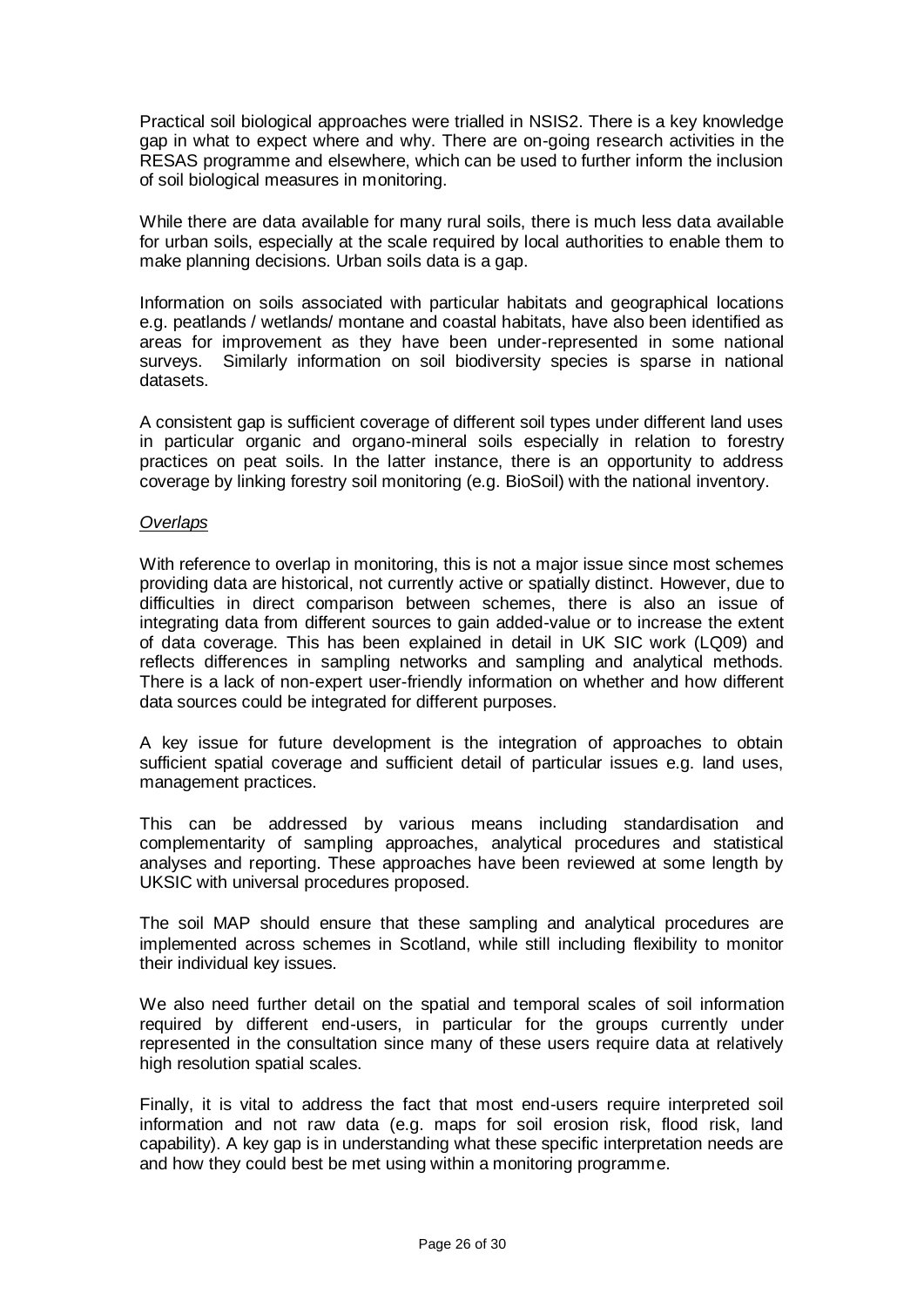Practical soil biological approaches were trialled in NSIS2. There is a key knowledge gap in what to expect where and why. There are on-going research activities in the RESAS programme and elsewhere, which can be used to further inform the inclusion of soil biological measures in monitoring.

While there are data available for many rural soils, there is much less data available for urban soils, especially at the scale required by local authorities to enable them to make planning decisions. Urban soils data is a gap.

Information on soils associated with particular habitats and geographical locations e.g. peatlands / wetlands/ montane and coastal habitats, have also been identified as areas for improvement as they have been under-represented in some national surveys. Similarly information on soil biodiversity species is sparse in national datasets.

A consistent gap is sufficient coverage of different soil types under different land uses in particular organic and organo-mineral soils especially in relation to forestry practices on peat soils. In the latter instance, there is an opportunity to address coverage by linking forestry soil monitoring (e.g. BioSoil) with the national inventory.

*Overlaps*

With reference to overlap in monitoring, this is not a major issue since most schemes providing data are historical, not currently active or spatially distinct. However, due to difficulties in direct comparison between schemes, there is also an issue of integrating data from different sources to gain added-value or to increase the extent of data coverage. This has been explained in detail in UK SIC work (LQ09) and reflects differences in sampling networks and sampling and analytical methods. There is a lack of non-expert user-friendly information on whether and how different data sources could be integrated for different purposes.

A key issue for future development is the integration of approaches to obtain sufficient spatial coverage and sufficient detail of particular issues e.g. land uses, management practices.

This can be addressed by various means including standardisation and complementarity of sampling approaches, analytical procedures and statistical analyses and reporting. These approaches have been reviewed at some length by UKSIC with universal procedures proposed.

The soil MAP should ensure that these sampling and analytical procedures are implemented across schemes in Scotland, while still including flexibility to monitor their individual key issues.

We also need further detail on the spatial and temporal scales of soil information required by different end-users, in particular for the groups currently under represented in the consultation since many of these users require data at relatively high resolution spatial scales.

Finally, it is vital to address the fact that most end-users require interpreted soil information and not raw data (e.g. maps for soil erosion risk, flood risk, land capability). A key gap is in understanding what these specific interpretation needs are and how they could best be met using within a monitoring programme.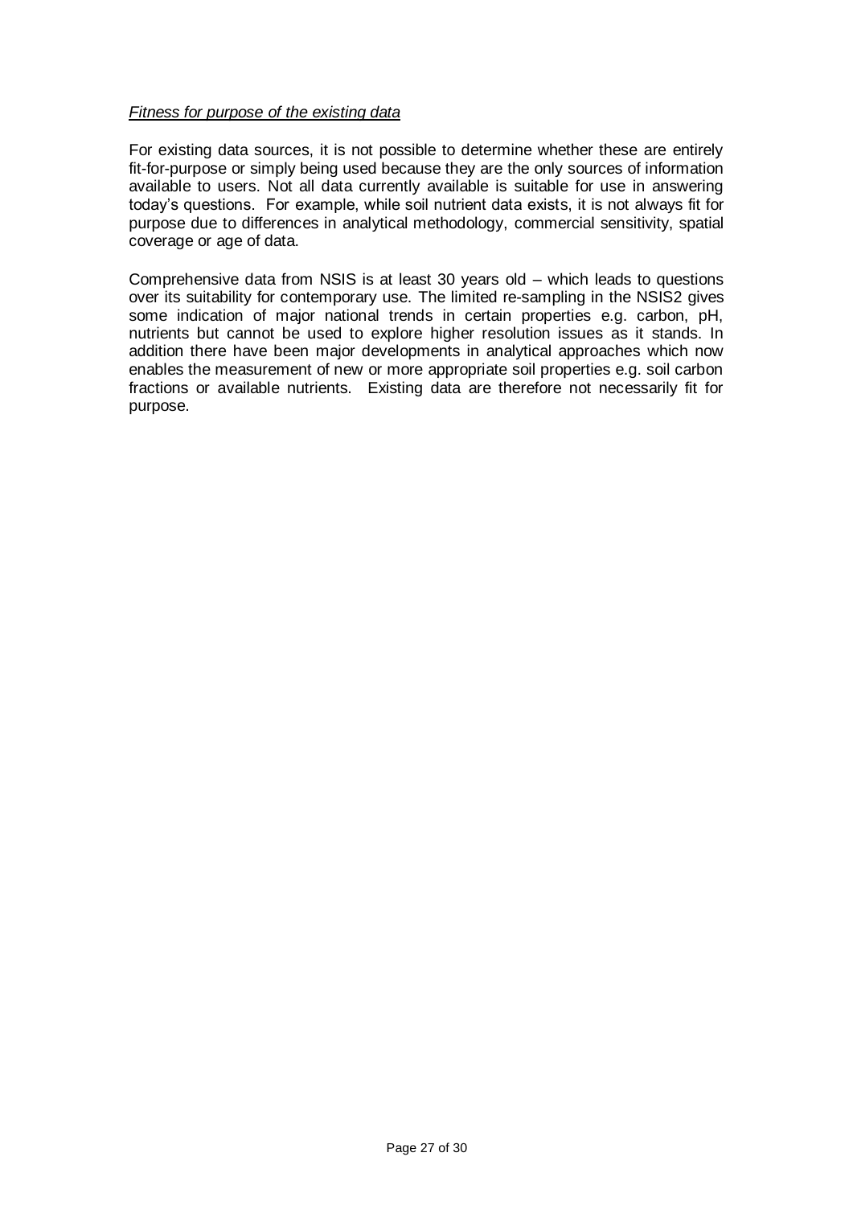*Fitness for purpose of the existing data*

For existing data sources, it is not possible to determine whether these are entirely fit-for-purpose or simply being used because they are the only sources of information available to users. Not all data currently available is suitable for use in answering today's questions. For example, while soil nutrient data exists, it is not always fit for purpose due to differences in analytical methodology, commercial sensitivity, spatial coverage or age of data.

Comprehensive data from NSIS is at least 30 years old – which leads to questions over its suitability for contemporary use. The limited re-sampling in the NSIS2 gives some indication of major national trends in certain properties e.g. carbon, pH, nutrients but cannot be used to explore higher resolution issues as it stands. In addition there have been major developments in analytical approaches which now enables the measurement of new or more appropriate soil properties e.g. soil carbon fractions or available nutrients. Existing data are therefore not necessarily fit for purpose.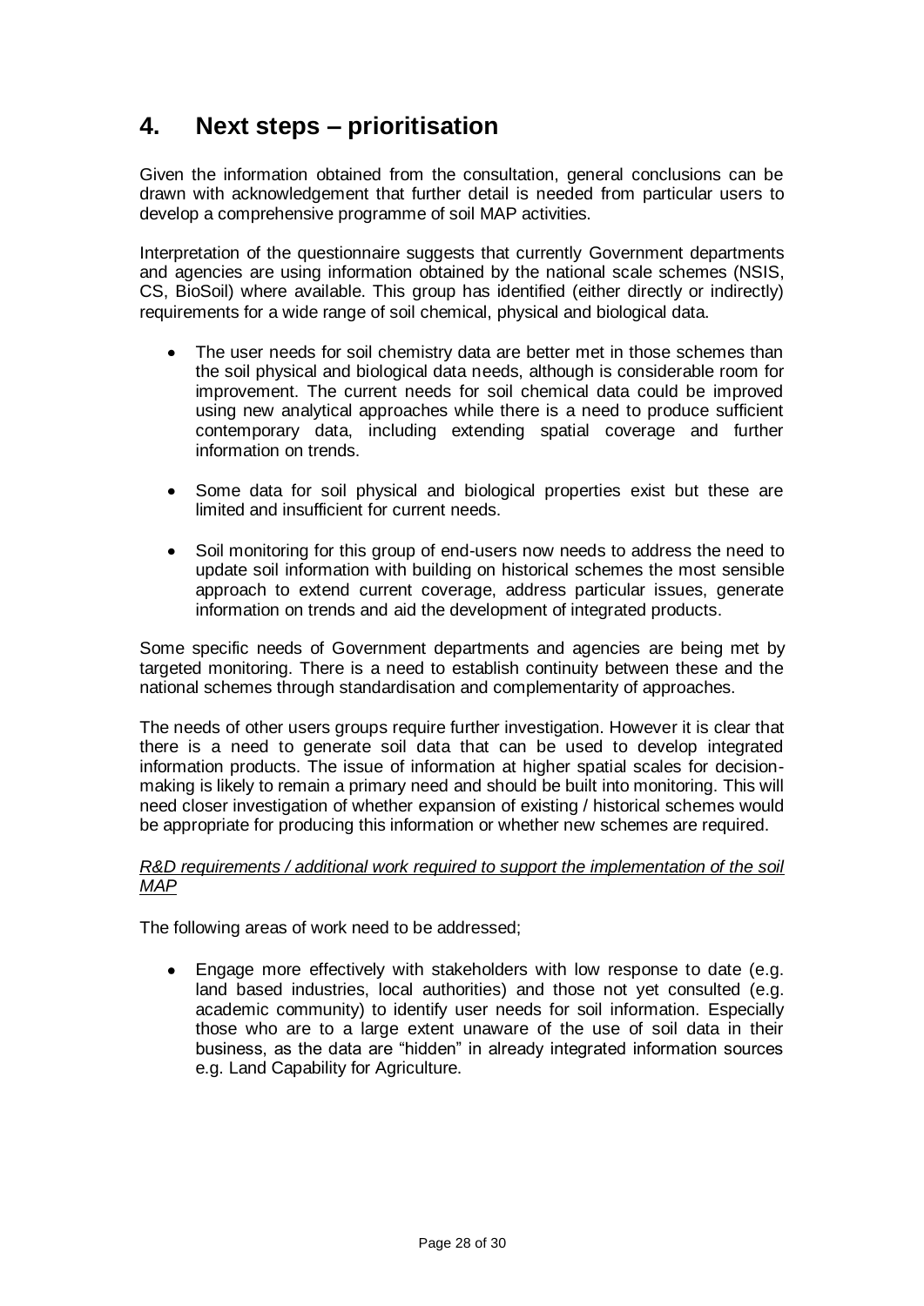# 4. Next steps – prioritisation

Given the information obtained from the consultation, general conclusions can be drawn with acknowledgement that further detail is needed from particular users to develop a comprehensive programme of soil MAP activities.

Interpretation of the questionnaire suggests that currently Government departments and agencies are using information obtained by the national scale schemes (NSIS, CS, BioSoil) where available. This group has identified (either directly or indirectly) requirements for a wide range of soil chemical, physical and biological data.

- The user needs for soil chemistry data are better met in those schemes than the soil physical and biological data needs, although is considerable room for improvement. The current needs for soil chemical data could be improved using new analytical approaches while there is a need to produce sufficient contemporary data, including extending spatial coverage and further information on trends.
- Some data for soil physical and biological properties exist but these are limited and insufficient for current needs.
- Soil monitoring for this group of end-users now needs to address the need to update soil information with building on historical schemes the most sensible approach to extend current coverage, address particular issues, generate information on trends and aid the development of integrated products.

Some specific needs of Government departments and agencies are being met by targeted monitoring. There is a need to establish continuity between these and the national schemes through standardisation and complementarity of approaches.

The needs of other users groups require further investigation. However it is clear that there is a need to generate soil data that can be used to develop integrated information products. The issue of information at higher spatial scales for decision-making is likely to remain a primary need and should be built into monitoring. This will need closer investigation of whether expansion of existing / historical schemes would be appropriate for producing this information or whether new schemes are required.

*R&D requirements / additional work required to support the implementation of the soil MAP*

The following areas of work need to be addressed;

- Engage more effectively with stakeholders with low response to date (e.g. land based industries, local authorities) and those not yet consulted (e.g. academic community) to identify user needs for soil information. Especially those who are to a large extent unaware of the use of soil data in their business, as the data are "hidden" in already integrated information sources e.g. Land Capability for Agriculture.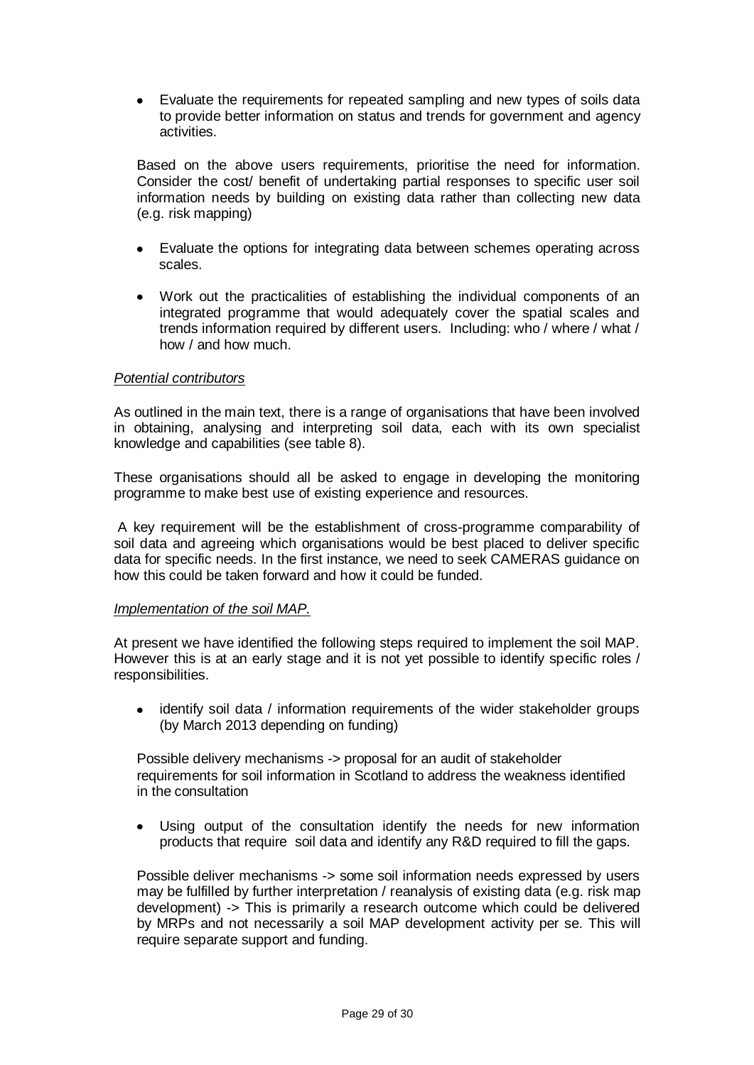- Evaluate the requirements for repeated sampling and new types of soils data to provide better information on status and trends for government and agency activities.

Based on the above users requirements, prioritise the need for information. Consider the cost/ benefit of undertaking partial responses to specific user soil information needs by building on existing data rather than collecting new data (e.g. risk mapping)

- Evaluate the options for integrating data between schemes operating across scales.

- Work out the practicalities of establishing the individual components of an integrated programme that would adequately cover the spatial scales and trends information required by different users. Including: who / where / what / how / and how much.

*Potential contributors*

As outlined in the main text, there is a range of organisations that have been involved in obtaining, analysing and interpreting soil data, each with its own specialist knowledge and capabilities (see table 8).

These organisations should all be asked to engage in developing the monitoring programme to make best use of existing experience and resources.

A key requirement will be the establishment of cross-programme comparability of soil data and agreeing which organisations would be best placed to deliver specific data for specific needs. In the first instance, we need to seek CAMERAS guidance on how this could be taken forward and how it could be funded.

*Implementation of the soil MAP.*

At present we have identified the following steps required to implement the soil MAP. However this is at an early stage and it is not yet possible to identify specific roles / responsibilities.

- identify soil data / information requirements of the wider stakeholder groups (by March 2013 depending on funding)

Possible delivery mechanisms -> proposal for an audit of stakeholder requirements for soil information in Scotland to address the weakness identified in the consultation

- Using output of the consultation identify the needs for new information products that require soil data and identify any R&D required to fill the gaps.

Possible deliver mechanisms -> some soil information needs expressed by users may be fulfilled by further interpretation / reanalysis of existing data (e.g. risk map development) -> This is primarily a research outcome which could be delivered by MRPs and not necessarily a soil MAP development activity per se. This will require separate support and funding.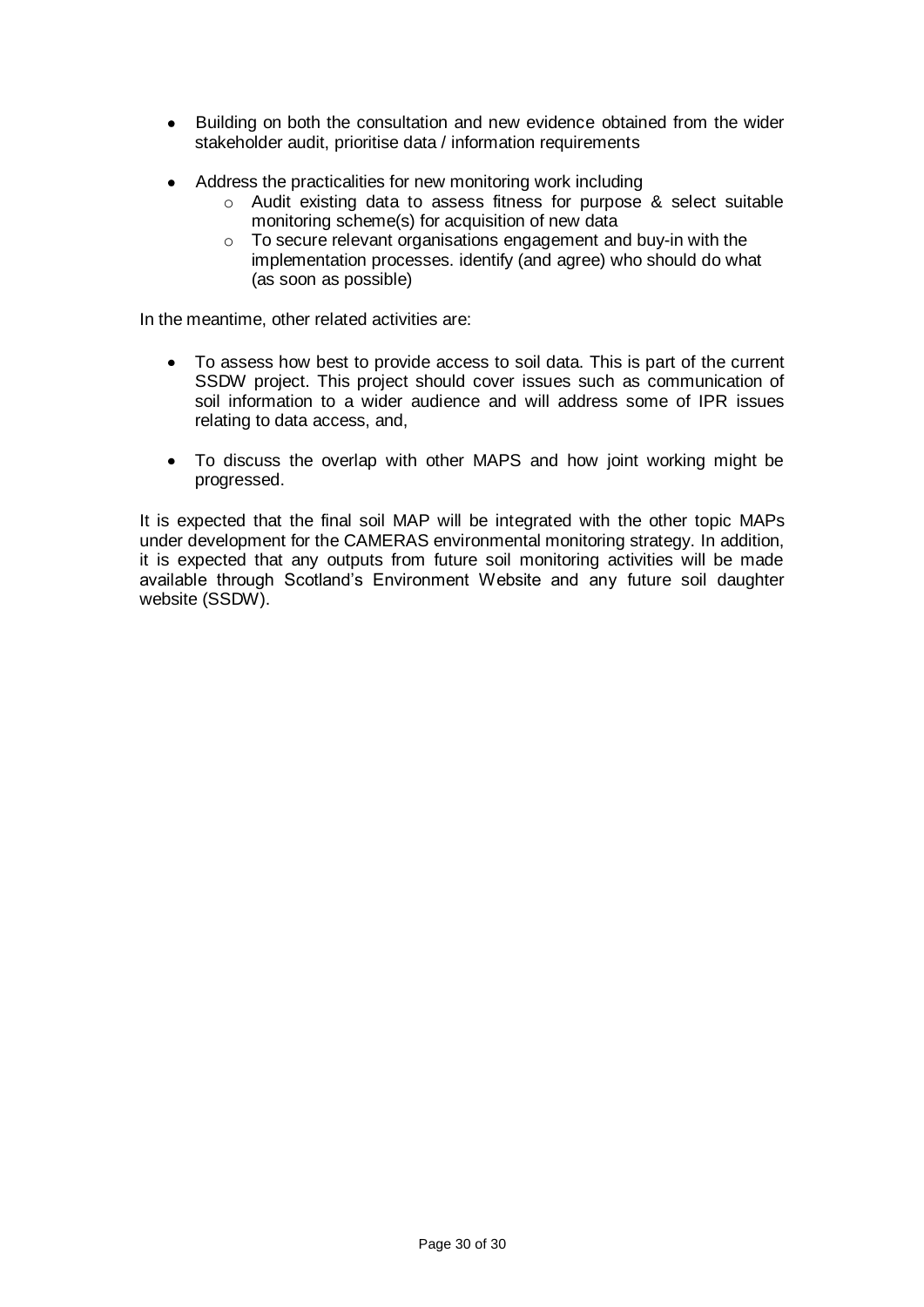- Building on both the consultation and new evidence obtained from the wider stakeholder audit, prioritise data / information requirements

- Address the practicalities for new monitoring work including
  - Audit existing data to assess fitness for purpose & select suitable monitoring scheme(s) for acquisition of new data
  - To secure relevant organisations engagement and buy-in with the implementation processes. identify (and agree) who should do what (as soon as possible)

In the meantime, other related activities are:

- To assess how best to provide access to soil data. This is part of the current SSDW project. This project should cover issues such as communication of soil information to a wider audience and will address some of IPR issues relating to data access, and,

- To discuss the overlap with other MAPS and how joint working might be progressed.

It is expected that the final soil MAP will be integrated with the other topic MAPs under development for the CAMERAS environmental monitoring strategy. In addition, it is expected that any outputs from future soil monitoring activities will be made available through Scotland's Environment Website and any future soil daughter website (SSDW).